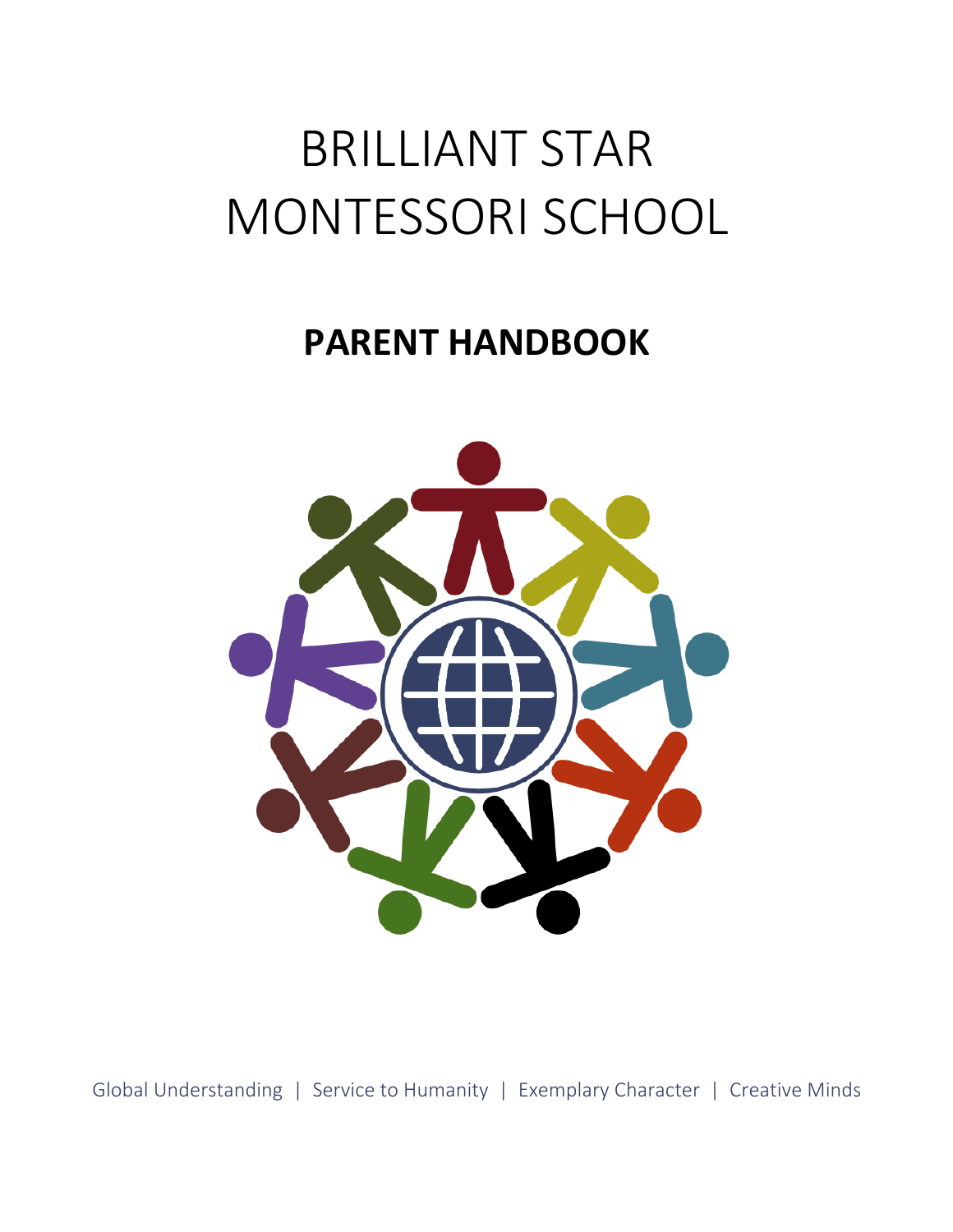# BRILLIANT STAR MONTESSORI SCHOOL

## PARENT HANDBOOK

Global Understanding | Service to Humanity | Exemplary Character | Creative Minds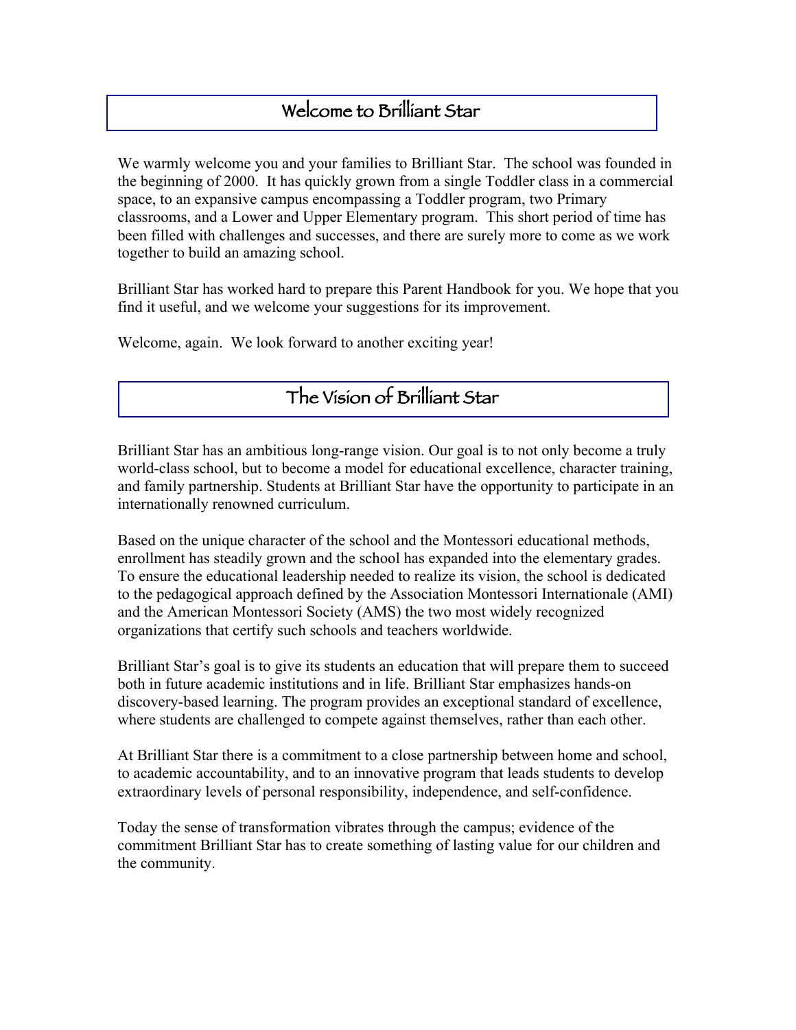## Welcome to Brilliant Star

We warmly welcome you and your families to Brilliant Star. The school was founded in the beginning of 2000. It has quickly grown from a single Toddler class in a commercial space, to an expansive campus encompassing a Toddler program, two Primary classrooms, and a Lower and Upper Elementary program. This short period of time has been filled with challenges and successes, and there are surely more to come as we work together to build an amazing school.

Brilliant Star has worked hard to prepare this Parent Handbook for you. We hope that you find it useful, and we welcome your suggestions for its improvement.

Welcome, again. We look forward to another exciting year!

## The Vision of Brilliant Star

Brilliant Star has an ambitious long-range vision. Our goal is to not only become a truly world-class school, but to become a model for educational excellence, character training, and family partnership. Students at Brilliant Star have the opportunity to participate in an internationally renowned curriculum.

Based on the unique character of the school and the Montessori educational methods, enrollment has steadily grown and the school has expanded into the elementary grades. To ensure the educational leadership needed to realize its vision, the school is dedicated to the pedagogical approach defined by the Association Montessori Internationale (AMI) and the American Montessori Society (AMS) the two most widely recognized organizations that certify such schools and teachers worldwide.

Brilliant Star's goal is to give its students an education that will prepare them to succeed both in future academic institutions and in life. Brilliant Star emphasizes hands-on discovery-based learning. The program provides an exceptional standard of excellence, where students are challenged to compete against themselves, rather than each other.

At Brilliant Star there is a commitment to a close partnership between home and school, to academic accountability, and to an innovative program that leads students to develop extraordinary levels of personal responsibility, independence, and self-confidence.

Today the sense of transformation vibrates through the campus; evidence of the commitment Brilliant Star has to create something of lasting value for our children and the community.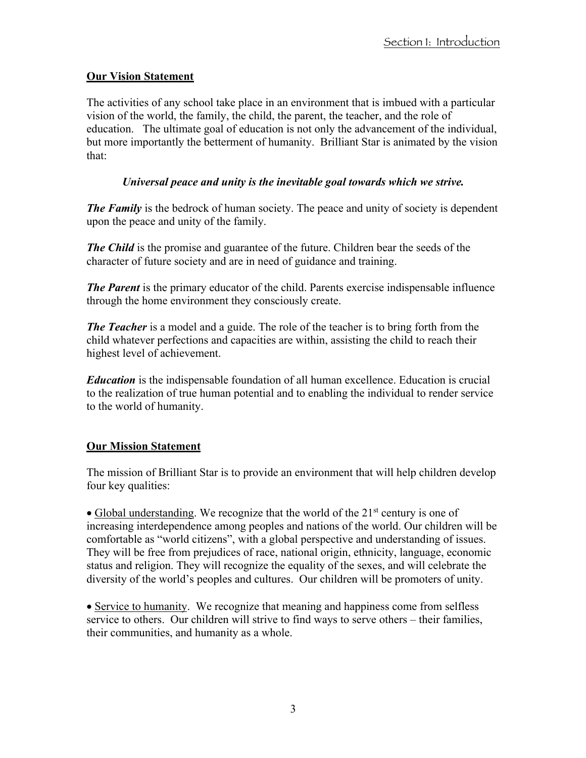## Our Vision Statement

The activities of any school take place in an environment that is imbued with a particular vision of the world, the family, the child, the parent, the teacher, and the role of education. The ultimate goal of education is not only the advancement of the individual, but more importantly the betterment of humanity. Brilliant Star is animated by the vision that:

***Universal peace and unity is the inevitable goal towards which we strive.***

***The Family*** is the bedrock of human society. The peace and unity of society is dependent upon the peace and unity of the family.

***The Child*** is the promise and guarantee of the future. Children bear the seeds of the character of future society and are in need of guidance and training.

***The Parent*** is the primary educator of the child. Parents exercise indispensable influence through the home environment they consciously create.

***The Teacher*** is a model and a guide. The role of the teacher is to bring forth from the child whatever perfections and capacities are within, assisting the child to reach their highest level of achievement.

***Education*** is the indispensable foundation of all human excellence. Education is crucial to the realization of true human potential and to enabling the individual to render service to the world of humanity.

## Our Mission Statement

The mission of Brilliant Star is to provide an environment that will help children develop four key qualities:

- Global understanding. We recognize that the world of the 21st century is one of increasing interdependence among peoples and nations of the world. Our children will be comfortable as "world citizens", with a global perspective and understanding of issues. They will be free from prejudices of race, national origin, ethnicity, language, economic status and religion. They will recognize the equality of the sexes, and will celebrate the diversity of the world's peoples and cultures. Our children will be promoters of unity.

- Service to humanity. We recognize that meaning and happiness come from selfless service to others. Our children will strive to find ways to serve others – their families, their communities, and humanity as a whole.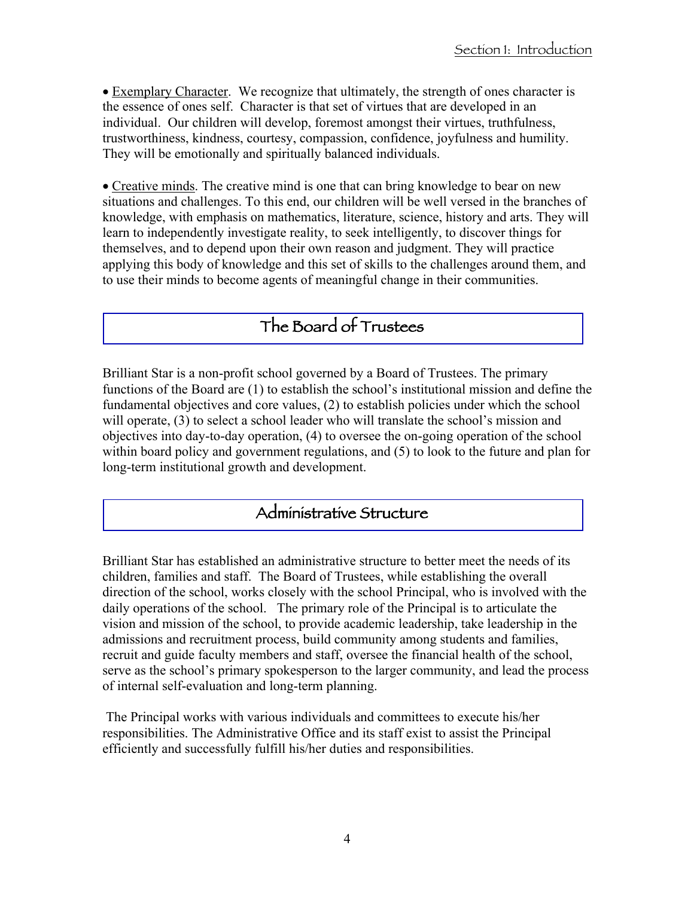• <u>Exemplary Character</u>. We recognize that ultimately, the strength of ones character is the essence of ones self. Character is that set of virtues that are developed in an individual. Our children will develop, foremost amongst their virtues, truthfulness, trustworthiness, kindness, courtesy, compassion, confidence, joyfulness and humility. They will be emotionally and spiritually balanced individuals.

• <u>Creative minds</u>. The creative mind is one that can bring knowledge to bear on new situations and challenges. To this end, our children will be well versed in the branches of knowledge, with emphasis on mathematics, literature, science, history and arts. They will learn to independently investigate reality, to seek intelligently, to discover things for themselves, and to depend upon their own reason and judgment. They will practice applying this body of knowledge and this set of skills to the challenges around them, and to use their minds to become agents of meaningful change in their communities.

## The Board of Trustees

Brilliant Star is a non-profit school governed by a Board of Trustees. The primary functions of the Board are (1) to establish the school's institutional mission and define the fundamental objectives and core values, (2) to establish policies under which the school will operate, (3) to select a school leader who will translate the school's mission and objectives into day-to-day operation, (4) to oversee the on-going operation of the school within board policy and government regulations, and (5) to look to the future and plan for long-term institutional growth and development.

## Administrative Structure

Brilliant Star has established an administrative structure to better meet the needs of its children, families and staff. The Board of Trustees, while establishing the overall direction of the school, works closely with the school Principal, who is involved with the daily operations of the school. The primary role of the Principal is to articulate the vision and mission of the school, to provide academic leadership, take leadership in the admissions and recruitment process, build community among students and families, recruit and guide faculty members and staff, oversee the financial health of the school, serve as the school's primary spokesperson to the larger community, and lead the process of internal self-evaluation and long-term planning.

The Principal works with various individuals and committees to execute his/her responsibilities. The Administrative Office and its staff exist to assist the Principal efficiently and successfully fulfill his/her duties and responsibilities.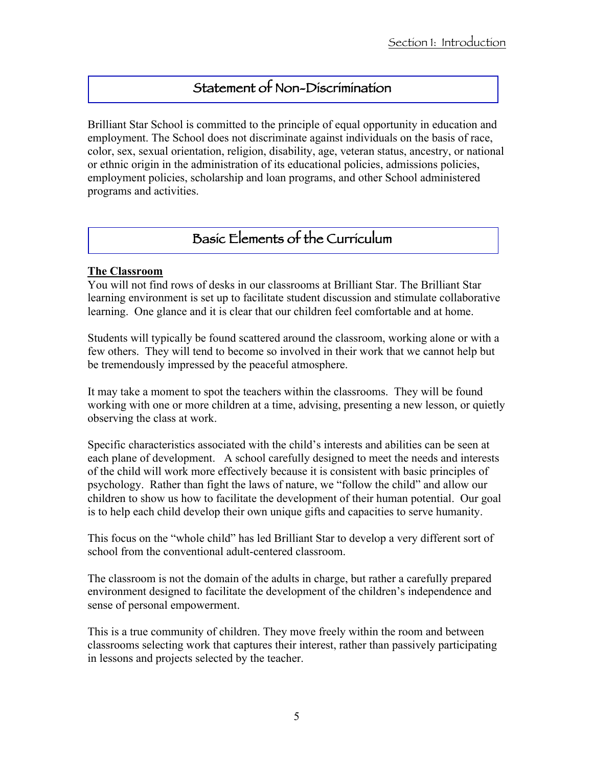## Statement of Non-Discrimination

Brilliant Star School is committed to the principle of equal opportunity in education and employment. The School does not discriminate against individuals on the basis of race, color, sex, sexual orientation, religion, disability, age, veteran status, ancestry, or national or ethnic origin in the administration of its educational policies, admissions policies, employment policies, scholarship and loan programs, and other School administered programs and activities.

## Basic Elements of the Curriculum

**The Classroom**

You will not find rows of desks in our classrooms at Brilliant Star. The Brilliant Star learning environment is set up to facilitate student discussion and stimulate collaborative learning. One glance and it is clear that our children feel comfortable and at home.

Students will typically be found scattered around the classroom, working alone or with a few others. They will tend to become so involved in their work that we cannot help but be tremendously impressed by the peaceful atmosphere.

It may take a moment to spot the teachers within the classrooms. They will be found working with one or more children at a time, advising, presenting a new lesson, or quietly observing the class at work.

Specific characteristics associated with the child's interests and abilities can be seen at each plane of development. A school carefully designed to meet the needs and interests of the child will work more effectively because it is consistent with basic principles of psychology. Rather than fight the laws of nature, we "follow the child" and allow our children to show us how to facilitate the development of their human potential. Our goal is to help each child develop their own unique gifts and capacities to serve humanity.

This focus on the "whole child" has led Brilliant Star to develop a very different sort of school from the conventional adult-centered classroom.

The classroom is not the domain of the adults in charge, but rather a carefully prepared environment designed to facilitate the development of the children's independence and sense of personal empowerment.

This is a true community of children. They move freely within the room and between classrooms selecting work that captures their interest, rather than passively participating in lessons and projects selected by the teacher.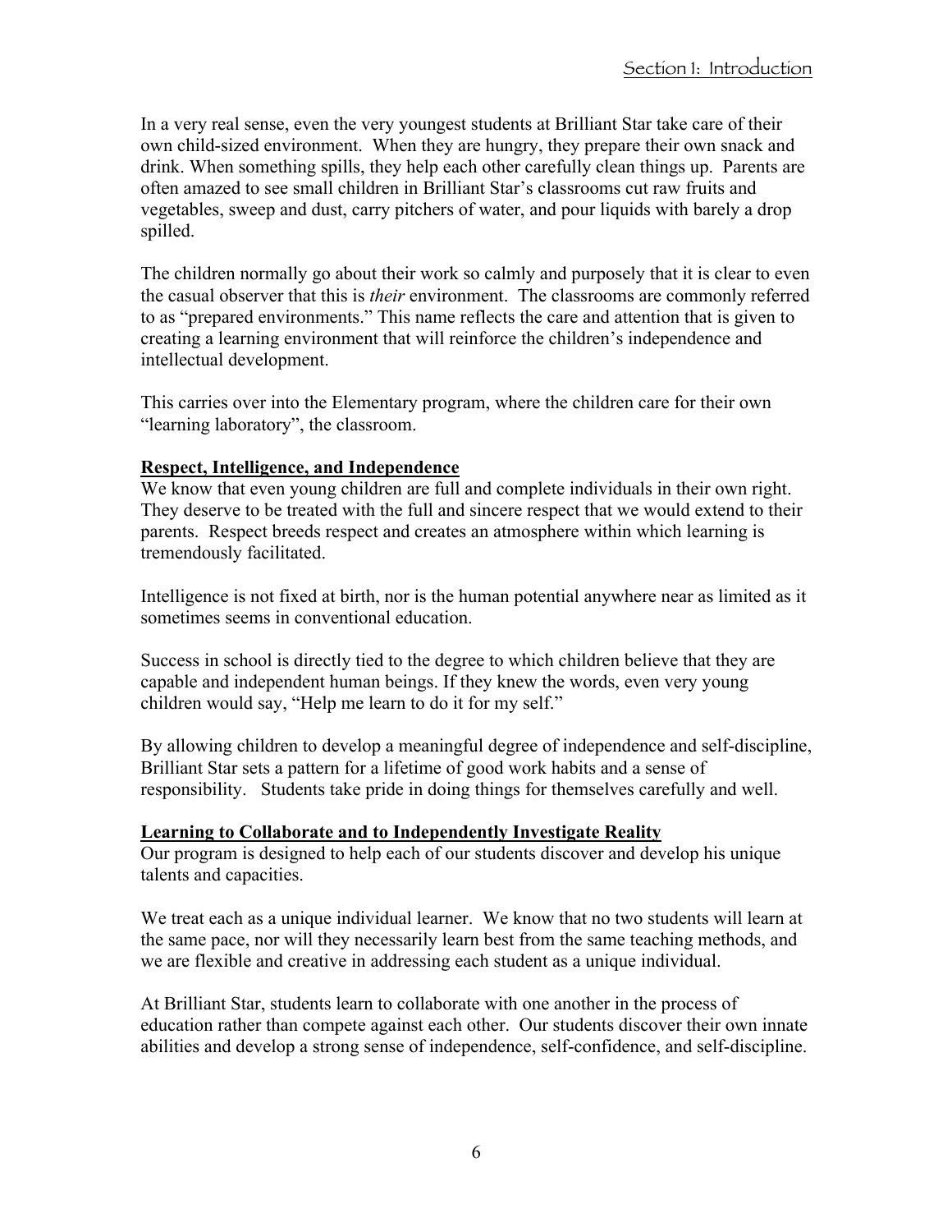In a very real sense, even the very youngest students at Brilliant Star take care of their own child-sized environment. When they are hungry, they prepare their own snack and drink. When something spills, they help each other carefully clean things up. Parents are often amazed to see small children in Brilliant Star's classrooms cut raw fruits and vegetables, sweep and dust, carry pitchers of water, and pour liquids with barely a drop spilled.

The children normally go about their work so calmly and purposely that it is clear to even the casual observer that this is *their* environment. The classrooms are commonly referred to as "prepared environments." This name reflects the care and attention that is given to creating a learning environment that will reinforce the children's independence and intellectual development.

This carries over into the Elementary program, where the children care for their own "learning laboratory", the classroom.

**Respect, Intelligence, and Independence**

We know that even young children are full and complete individuals in their own right. They deserve to be treated with the full and sincere respect that we would extend to their parents. Respect breeds respect and creates an atmosphere within which learning is tremendously facilitated.

Intelligence is not fixed at birth, nor is the human potential anywhere near as limited as it sometimes seems in conventional education.

Success in school is directly tied to the degree to which children believe that they are capable and independent human beings. If they knew the words, even very young children would say, "Help me learn to do it for my self."

By allowing children to develop a meaningful degree of independence and self-discipline, Brilliant Star sets a pattern for a lifetime of good work habits and a sense of responsibility. Students take pride in doing things for themselves carefully and well.

**Learning to Collaborate and to Independently Investigate Reality**

Our program is designed to help each of our students discover and develop his unique talents and capacities.

We treat each as a unique individual learner. We know that no two students will learn at the same pace, nor will they necessarily learn best from the same teaching methods, and we are flexible and creative in addressing each student as a unique individual.

At Brilliant Star, students learn to collaborate with one another in the process of education rather than compete against each other. Our students discover their own innate abilities and develop a strong sense of independence, self-confidence, and self-discipline.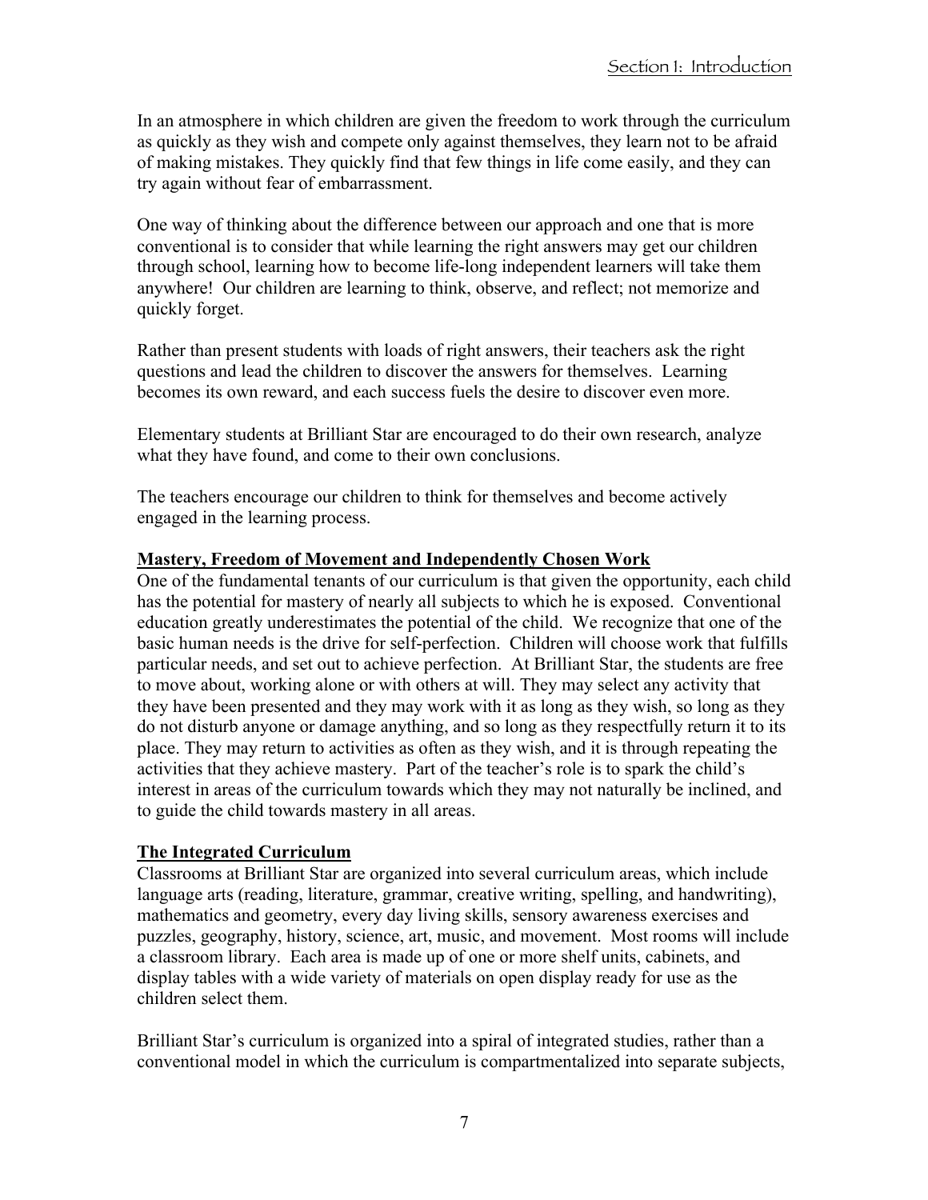In an atmosphere in which children are given the freedom to work through the curriculum as quickly as they wish and compete only against themselves, they learn not to be afraid of making mistakes. They quickly find that few things in life come easily, and they can try again without fear of embarrassment.

One way of thinking about the difference between our approach and one that is more conventional is to consider that while learning the right answers may get our children through school, learning how to become life-long independent learners will take them anywhere! Our children are learning to think, observe, and reflect; not memorize and quickly forget.

Rather than present students with loads of right answers, their teachers ask the right questions and lead the children to discover the answers for themselves. Learning becomes its own reward, and each success fuels the desire to discover even more.

Elementary students at Brilliant Star are encouraged to do their own research, analyze what they have found, and come to their own conclusions.

The teachers encourage our children to think for themselves and become actively engaged in the learning process.

**Mastery, Freedom of Movement and Independently Chosen Work**

One of the fundamental tenants of our curriculum is that given the opportunity, each child has the potential for mastery of nearly all subjects to which he is exposed. Conventional education greatly underestimates the potential of the child. We recognize that one of the basic human needs is the drive for self-perfection. Children will choose work that fulfills particular needs, and set out to achieve perfection. At Brilliant Star, the students are free to move about, working alone or with others at will. They may select any activity that they have been presented and they may work with it as long as they wish, so long as they do not disturb anyone or damage anything, and so long as they respectfully return it to its place. They may return to activities as often as they wish, and it is through repeating the activities that they achieve mastery. Part of the teacher's role is to spark the child's interest in areas of the curriculum towards which they may not naturally be inclined, and to guide the child towards mastery in all areas.

**The Integrated Curriculum**

Classrooms at Brilliant Star are organized into several curriculum areas, which include language arts (reading, literature, grammar, creative writing, spelling, and handwriting), mathematics and geometry, every day living skills, sensory awareness exercises and puzzles, geography, history, science, art, music, and movement. Most rooms will include a classroom library. Each area is made up of one or more shelf units, cabinets, and display tables with a wide variety of materials on open display ready for use as the children select them.

Brilliant Star's curriculum is organized into a spiral of integrated studies, rather than a conventional model in which the curriculum is compartmentalized into separate subjects,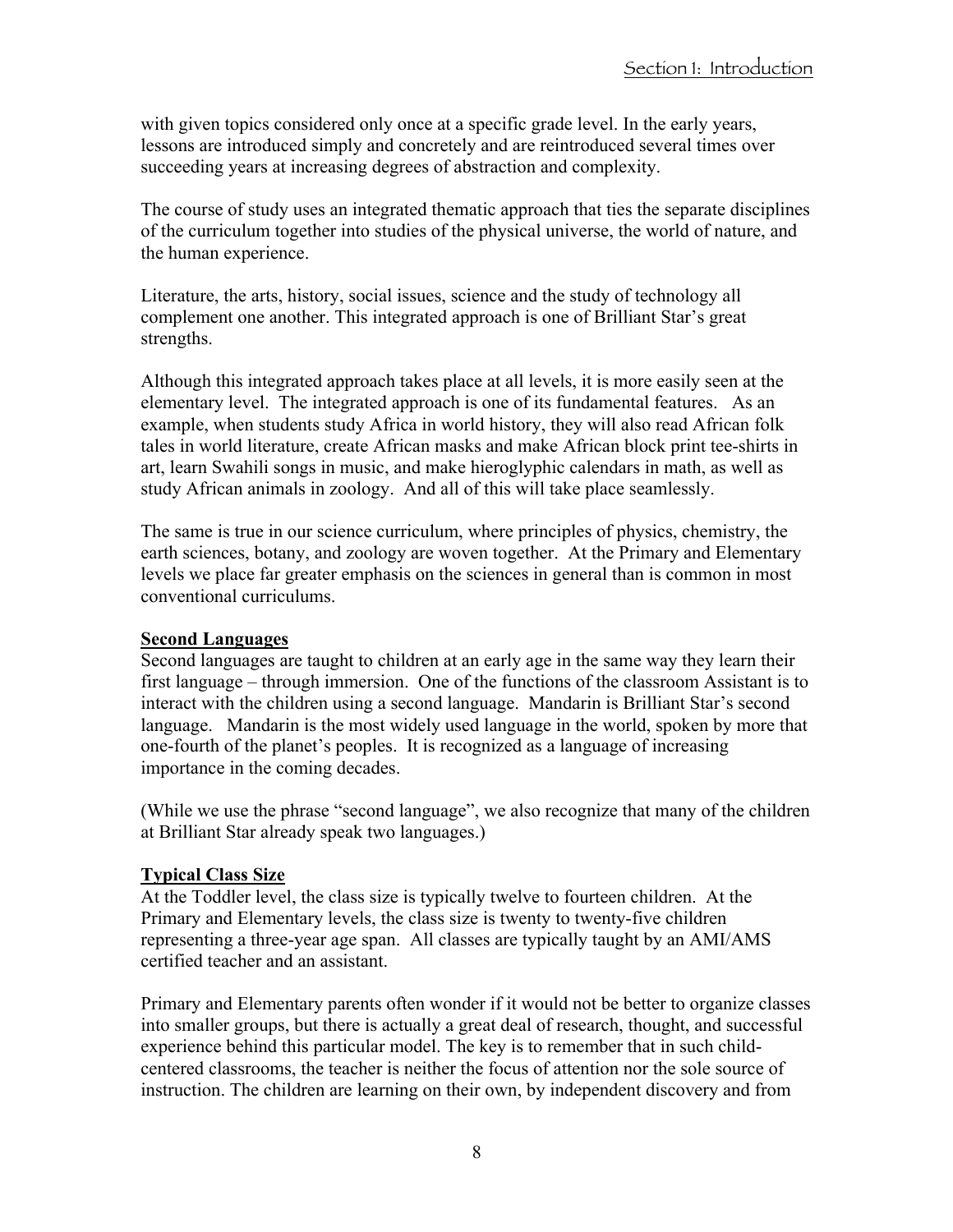with given topics considered only once at a specific grade level. In the early years, lessons are introduced simply and concretely and are reintroduced several times over succeeding years at increasing degrees of abstraction and complexity.

The course of study uses an integrated thematic approach that ties the separate disciplines of the curriculum together into studies of the physical universe, the world of nature, and the human experience.

Literature, the arts, history, social issues, science and the study of technology all complement one another. This integrated approach is one of Brilliant Star's great strengths.

Although this integrated approach takes place at all levels, it is more easily seen at the elementary level. The integrated approach is one of its fundamental features. As an example, when students study Africa in world history, they will also read African folk tales in world literature, create African masks and make African block print tee-shirts in art, learn Swahili songs in music, and make hieroglyphic calendars in math, as well as study African animals in zoology. And all of this will take place seamlessly.

The same is true in our science curriculum, where principles of physics, chemistry, the earth sciences, botany, and zoology are woven together. At the Primary and Elementary levels we place far greater emphasis on the sciences in general than is common in most conventional curriculums.

**Second Languages**

Second languages are taught to children at an early age in the same way they learn their first language – through immersion. One of the functions of the classroom Assistant is to interact with the children using a second language. Mandarin is Brilliant Star's second language. Mandarin is the most widely used language in the world, spoken by more that one-fourth of the planet's peoples. It is recognized as a language of increasing importance in the coming decades.

(While we use the phrase "second language", we also recognize that many of the children at Brilliant Star already speak two languages.)

**Typical Class Size**

At the Toddler level, the class size is typically twelve to fourteen children. At the Primary and Elementary levels, the class size is twenty to twenty-five children representing a three-year age span. All classes are typically taught by an AMI/AMS certified teacher and an assistant.

Primary and Elementary parents often wonder if it would not be better to organize classes into smaller groups, but there is actually a great deal of research, thought, and successful experience behind this particular model. The key is to remember that in such child-centered classrooms, the teacher is neither the focus of attention nor the sole source of instruction. The children are learning on their own, by independent discovery and from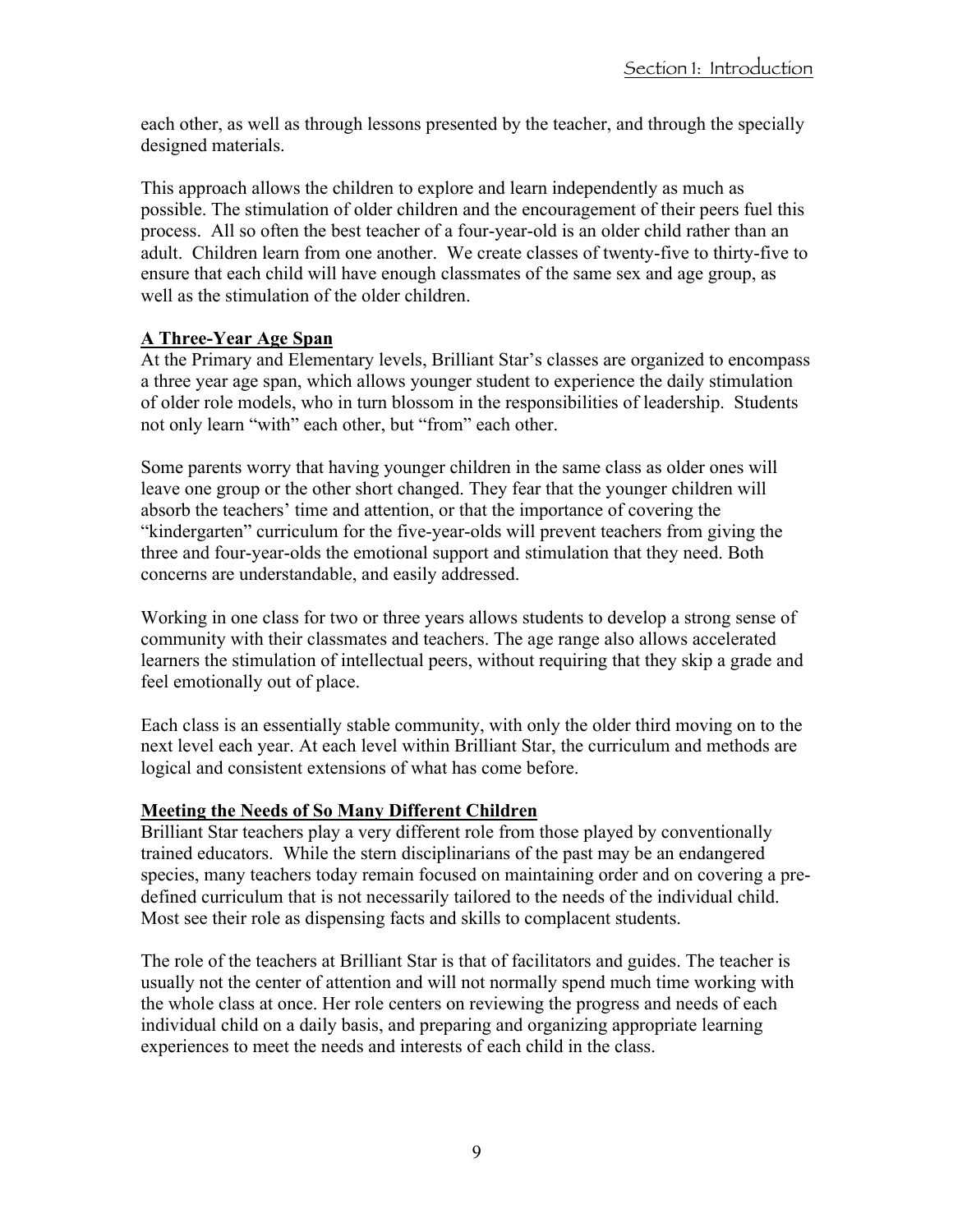each other, as well as through lessons presented by the teacher, and through the specially designed materials.

This approach allows the children to explore and learn independently as much as possible. The stimulation of older children and the encouragement of their peers fuel this process. All so often the best teacher of a four-year-old is an older child rather than an adult. Children learn from one another. We create classes of twenty-five to thirty-five to ensure that each child will have enough classmates of the same sex and age group, as well as the stimulation of the older children.

**A Three-Year Age Span**

At the Primary and Elementary levels, Brilliant Star's classes are organized to encompass a three year age span, which allows younger student to experience the daily stimulation of older role models, who in turn blossom in the responsibilities of leadership. Students not only learn "with" each other, but "from" each other.

Some parents worry that having younger children in the same class as older ones will leave one group or the other short changed. They fear that the younger children will absorb the teachers' time and attention, or that the importance of covering the "kindergarten" curriculum for the five-year-olds will prevent teachers from giving the three and four-year-olds the emotional support and stimulation that they need. Both concerns are understandable, and easily addressed.

Working in one class for two or three years allows students to develop a strong sense of community with their classmates and teachers. The age range also allows accelerated learners the stimulation of intellectual peers, without requiring that they skip a grade and feel emotionally out of place.

Each class is an essentially stable community, with only the older third moving on to the next level each year. At each level within Brilliant Star, the curriculum and methods are logical and consistent extensions of what has come before.

**Meeting the Needs of So Many Different Children**

Brilliant Star teachers play a very different role from those played by conventionally trained educators. While the stern disciplinarians of the past may be an endangered species, many teachers today remain focused on maintaining order and on covering a pre-defined curriculum that is not necessarily tailored to the needs of the individual child. Most see their role as dispensing facts and skills to complacent students.

The role of the teachers at Brilliant Star is that of facilitators and guides. The teacher is usually not the center of attention and will not normally spend much time working with the whole class at once. Her role centers on reviewing the progress and needs of each individual child on a daily basis, and preparing and organizing appropriate learning experiences to meet the needs and interests of each child in the class.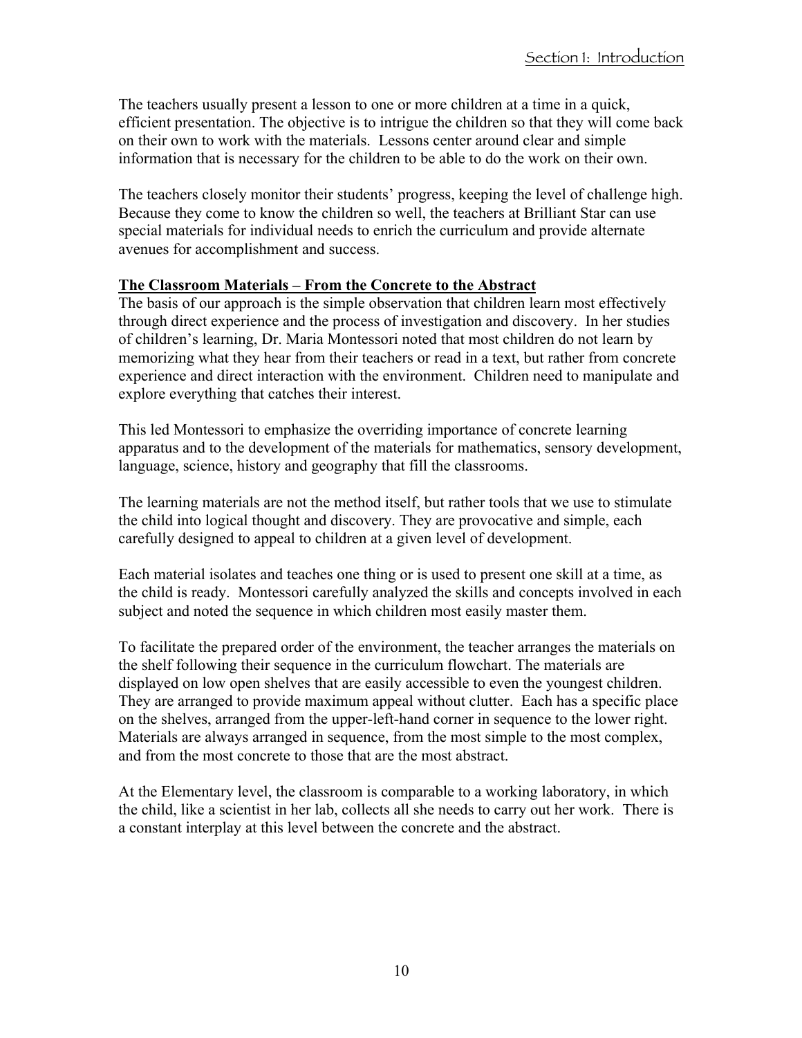The teachers usually present a lesson to one or more children at a time in a quick, efficient presentation. The objective is to intrigue the children so that they will come back on their own to work with the materials. Lessons center around clear and simple information that is necessary for the children to be able to do the work on their own.

The teachers closely monitor their students' progress, keeping the level of challenge high. Because they come to know the children so well, the teachers at Brilliant Star can use special materials for individual needs to enrich the curriculum and provide alternate avenues for accomplishment and success.

**The Classroom Materials – From the Concrete to the Abstract**

The basis of our approach is the simple observation that children learn most effectively through direct experience and the process of investigation and discovery. In her studies of children's learning, Dr. Maria Montessori noted that most children do not learn by memorizing what they hear from their teachers or read in a text, but rather from concrete experience and direct interaction with the environment. Children need to manipulate and explore everything that catches their interest.

This led Montessori to emphasize the overriding importance of concrete learning apparatus and to the development of the materials for mathematics, sensory development, language, science, history and geography that fill the classrooms.

The learning materials are not the method itself, but rather tools that we use to stimulate the child into logical thought and discovery. They are provocative and simple, each carefully designed to appeal to children at a given level of development.

Each material isolates and teaches one thing or is used to present one skill at a time, as the child is ready. Montessori carefully analyzed the skills and concepts involved in each subject and noted the sequence in which children most easily master them.

To facilitate the prepared order of the environment, the teacher arranges the materials on the shelf following their sequence in the curriculum flowchart. The materials are displayed on low open shelves that are easily accessible to even the youngest children. They are arranged to provide maximum appeal without clutter. Each has a specific place on the shelves, arranged from the upper-left-hand corner in sequence to the lower right. Materials are always arranged in sequence, from the most simple to the most complex, and from the most concrete to those that are the most abstract.

At the Elementary level, the classroom is comparable to a working laboratory, in which the child, like a scientist in her lab, collects all she needs to carry out her work. There is a constant interplay at this level between the concrete and the abstract.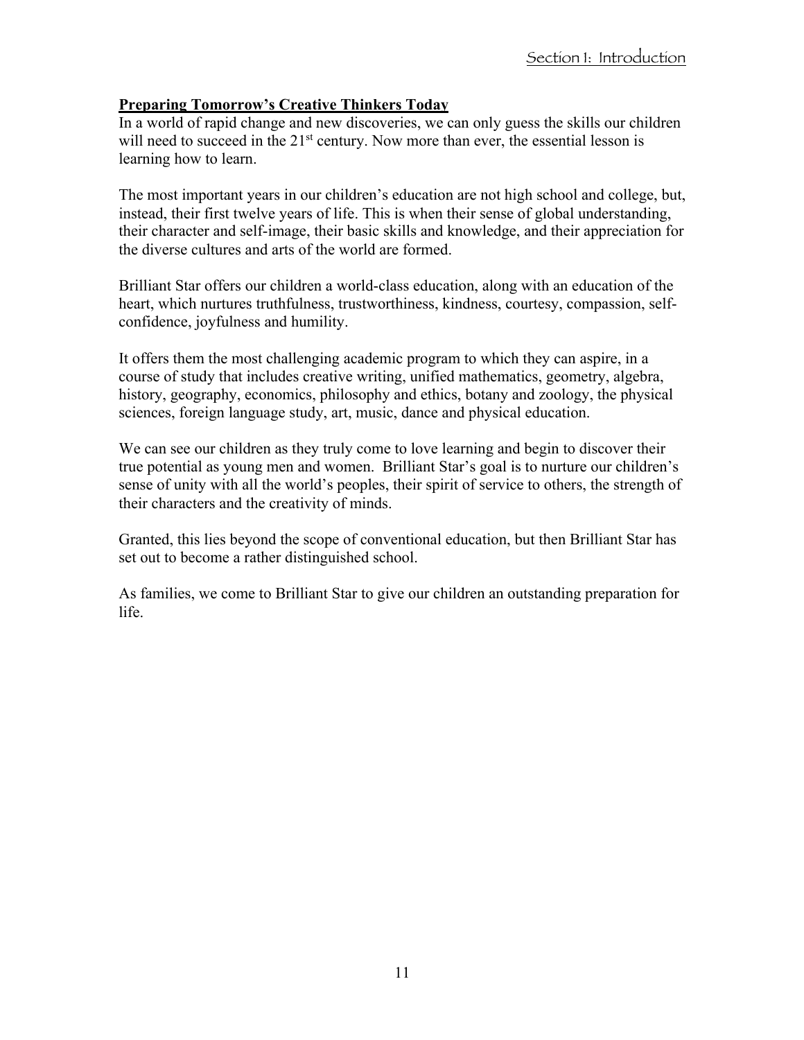## Preparing Tomorrow's Creative Thinkers Today

In a world of rapid change and new discoveries, we can only guess the skills our children will need to succeed in the 21st century. Now more than ever, the essential lesson is learning how to learn.

The most important years in our children's education are not high school and college, but, instead, their first twelve years of life. This is when their sense of global understanding, their character and self-image, their basic skills and knowledge, and their appreciation for the diverse cultures and arts of the world are formed.

Brilliant Star offers our children a world-class education, along with an education of the heart, which nurtures truthfulness, trustworthiness, kindness, courtesy, compassion, self-confidence, joyfulness and humility.

It offers them the most challenging academic program to which they can aspire, in a course of study that includes creative writing, unified mathematics, geometry, algebra, history, geography, economics, philosophy and ethics, botany and zoology, the physical sciences, foreign language study, art, music, dance and physical education.

We can see our children as they truly come to love learning and begin to discover their true potential as young men and women. Brilliant Star's goal is to nurture our children's sense of unity with all the world's peoples, their spirit of service to others, the strength of their characters and the creativity of minds.

Granted, this lies beyond the scope of conventional education, but then Brilliant Star has set out to become a rather distinguished school.

As families, we come to Brilliant Star to give our children an outstanding preparation for life.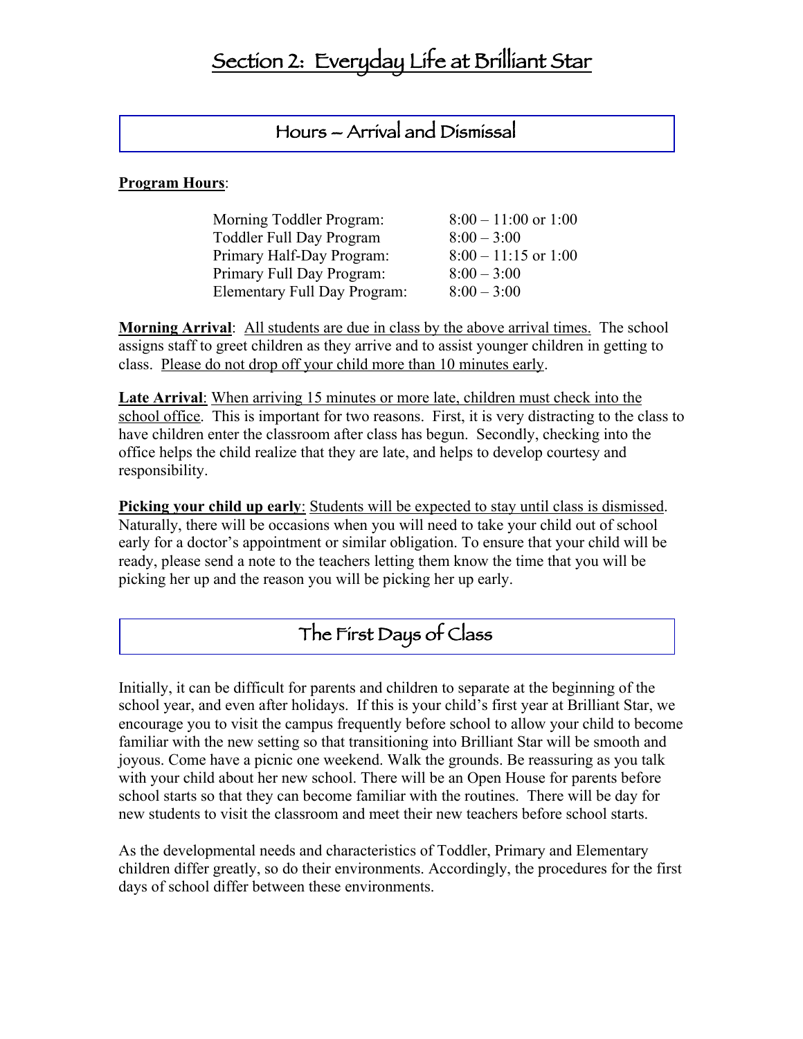# Section 2: Everyday Life at Brilliant Star

## Hours – Arrival and Dismissal

**Program Hours**:

| | |
|---|---|
| Morning Toddler Program: | 8:00 – 11:00 or 1:00 |
| Toddler Full Day Program | 8:00 – 3:00 |
| Primary Half-Day Program: | 8:00 – 11:15 or 1:00 |
| Primary Full Day Program: | 8:00 – 3:00 |
| Elementary Full Day Program: | 8:00 – 3:00 |

**Morning Arrival**: All students are due in class by the above arrival times. The school assigns staff to greet children as they arrive and to assist younger children in getting to class. Please do not drop off your child more than 10 minutes early.

**Late Arrival**: When arriving 15 minutes or more late, children must check into the school office. This is important for two reasons. First, it is very distracting to the class to have children enter the classroom after class has begun. Secondly, checking into the office helps the child realize that they are late, and helps to develop courtesy and responsibility.

**Picking your child up early**: Students will be expected to stay until class is dismissed. Naturally, there will be occasions when you will need to take your child out of school early for a doctor's appointment or similar obligation. To ensure that your child will be ready, please send a note to the teachers letting them know the time that you will be picking her up and the reason you will be picking her up early.

## The First Days of Class

Initially, it can be difficult for parents and children to separate at the beginning of the school year, and even after holidays. If this is your child's first year at Brilliant Star, we encourage you to visit the campus frequently before school to allow your child to become familiar with the new setting so that transitioning into Brilliant Star will be smooth and joyous. Come have a picnic one weekend. Walk the grounds. Be reassuring as you talk with your child about her new school. There will be an Open House for parents before school starts so that they can become familiar with the routines. There will be day for new students to visit the classroom and meet their new teachers before school starts.

As the developmental needs and characteristics of Toddler, Primary and Elementary children differ greatly, so do their environments. Accordingly, the procedures for the first days of school differ between these environments.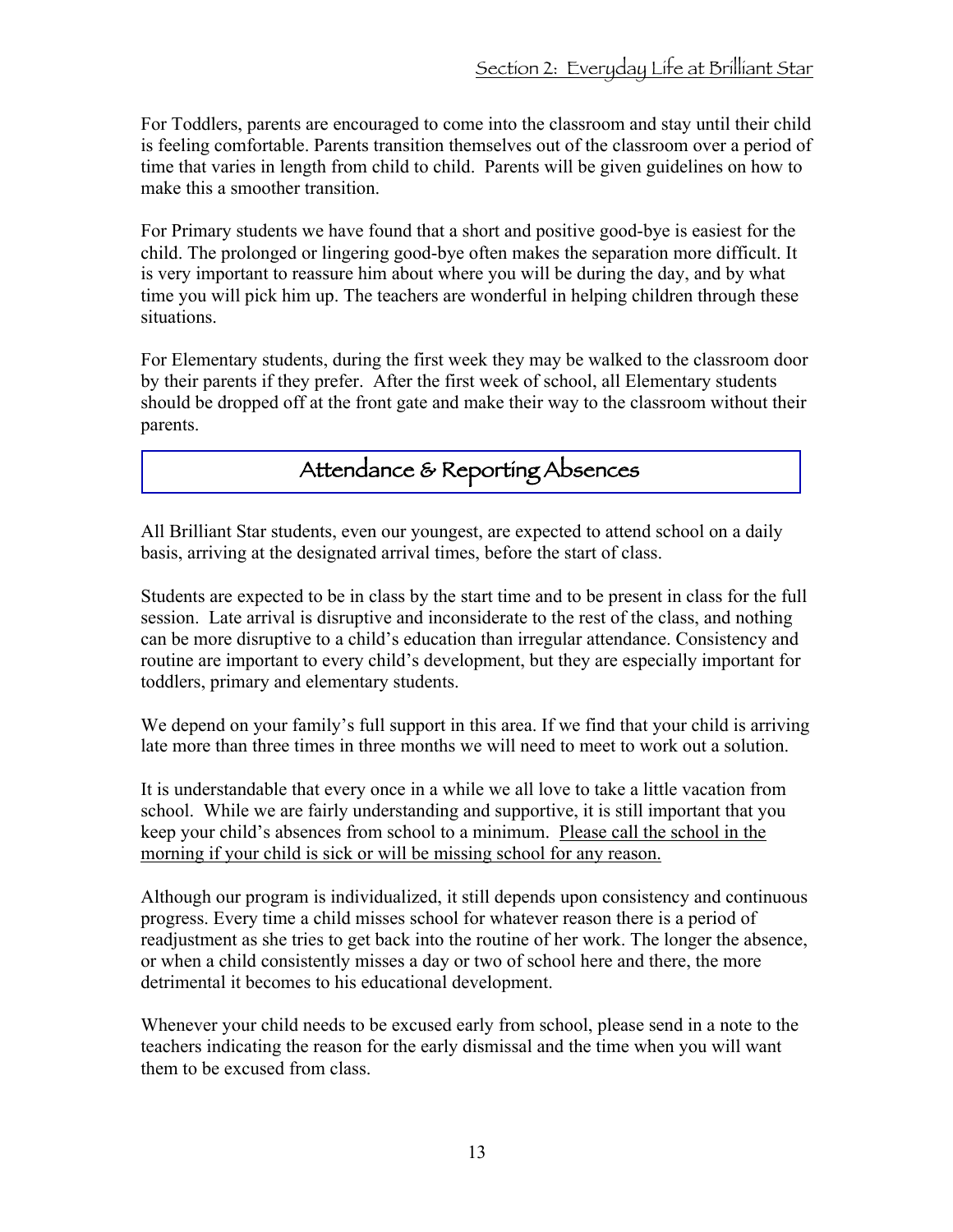For Toddlers, parents are encouraged to come into the classroom and stay until their child is feeling comfortable. Parents transition themselves out of the classroom over a period of time that varies in length from child to child. Parents will be given guidelines on how to make this a smoother transition.

For Primary students we have found that a short and positive good-bye is easiest for the child. The prolonged or lingering good-bye often makes the separation more difficult. It is very important to reassure him about where you will be during the day, and by what time you will pick him up. The teachers are wonderful in helping children through these situations.

For Elementary students, during the first week they may be walked to the classroom door by their parents if they prefer. After the first week of school, all Elementary students should be dropped off at the front gate and make their way to the classroom without their parents.

## Attendance & Reporting Absences

All Brilliant Star students, even our youngest, are expected to attend school on a daily basis, arriving at the designated arrival times, before the start of class.

Students are expected to be in class by the start time and to be present in class for the full session. Late arrival is disruptive and inconsiderate to the rest of the class, and nothing can be more disruptive to a child's education than irregular attendance. Consistency and routine are important to every child's development, but they are especially important for toddlers, primary and elementary students.

We depend on your family's full support in this area. If we find that your child is arriving late more than three times in three months we will need to meet to work out a solution.

It is understandable that every once in a while we all love to take a little vacation from school. While we are fairly understanding and supportive, it is still important that you keep your child's absences from school to a minimum. Please call the school in the morning if your child is sick or will be missing school for any reason.

Although our program is individualized, it still depends upon consistency and continuous progress. Every time a child misses school for whatever reason there is a period of readjustment as she tries to get back into the routine of her work. The longer the absence, or when a child consistently misses a day or two of school here and there, the more detrimental it becomes to his educational development.

Whenever your child needs to be excused early from school, please send in a note to the teachers indicating the reason for the early dismissal and the time when you will want them to be excused from class.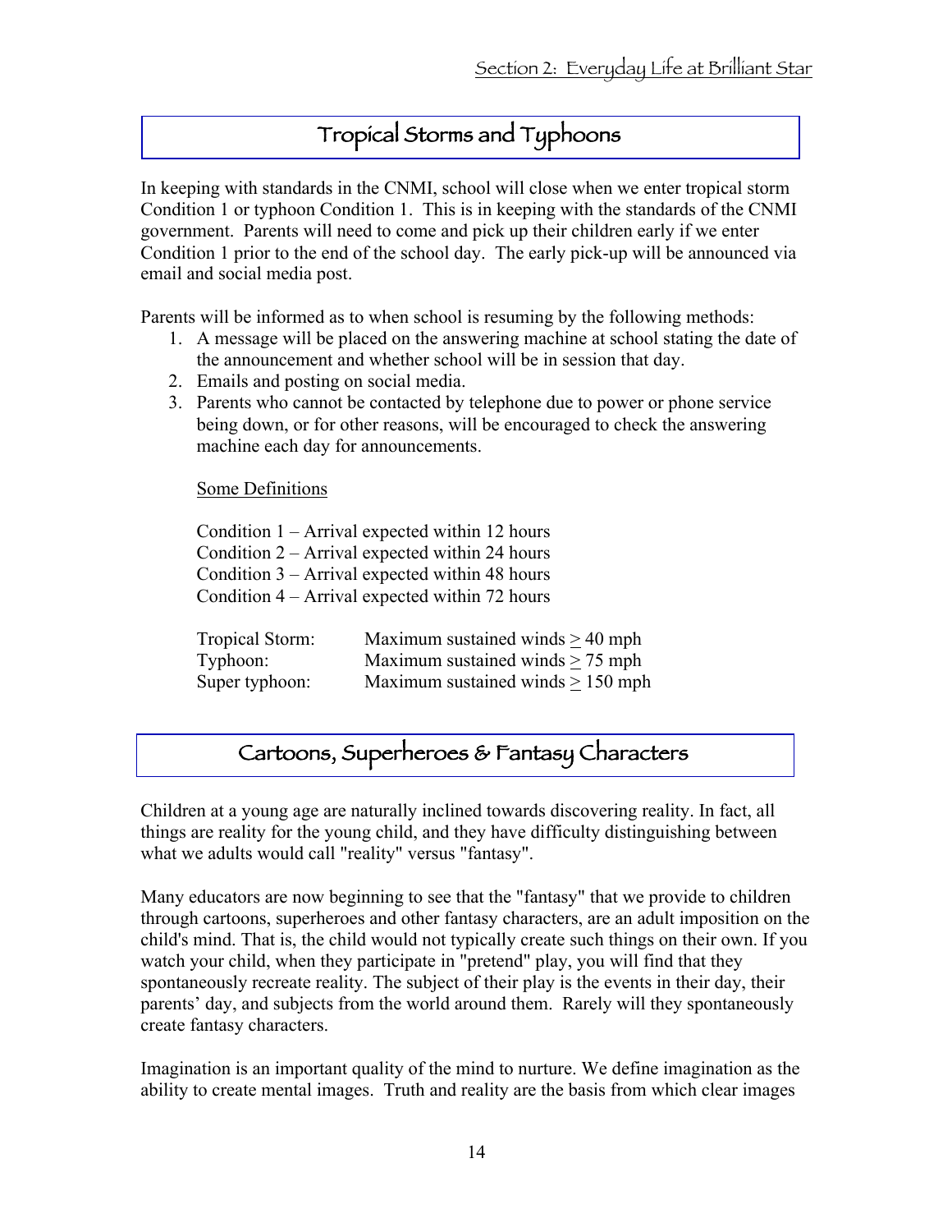## Tropical Storms and Typhoons

In keeping with standards in the CNMI, school will close when we enter tropical storm Condition 1 or typhoon Condition 1. This is in keeping with the standards of the CNMI government. Parents will need to come and pick up their children early if we enter Condition 1 prior to the end of the school day. The early pick-up will be announced via email and social media post.

Parents will be informed as to when school is resuming by the following methods:

1. A message will be placed on the answering machine at school stating the date of the announcement and whether school will be in session that day.
2. Emails and posting on social media.
3. Parents who cannot be contacted by telephone due to power or phone service being down, or for other reasons, will be encouraged to check the answering machine each day for announcements.

Some Definitions

Condition 1 – Arrival expected within 12 hours
Condition 2 – Arrival expected within 24 hours
Condition 3 – Arrival expected within 48 hours
Condition 4 – Arrival expected within 72 hours

| | |
|---|---|
| Tropical Storm: | Maximum sustained winds $\geq$ 40 mph |
| Typhoon: | Maximum sustained winds $\geq$ 75 mph |
| Super typhoon: | Maximum sustained winds $\geq$ 150 mph |

## Cartoons, Superheroes & Fantasy Characters

Children at a young age are naturally inclined towards discovering reality. In fact, all things are reality for the young child, and they have difficulty distinguishing between what we adults would call "reality" versus "fantasy".

Many educators are now beginning to see that the "fantasy" that we provide to children through cartoons, superheroes and other fantasy characters, are an adult imposition on the child's mind. That is, the child would not typically create such things on their own. If you watch your child, when they participate in "pretend" play, you will find that they spontaneously recreate reality. The subject of their play is the events in their day, their parents' day, and subjects from the world around them. Rarely will they spontaneously create fantasy characters.

Imagination is an important quality of the mind to nurture. We define imagination as the ability to create mental images. Truth and reality are the basis from which clear images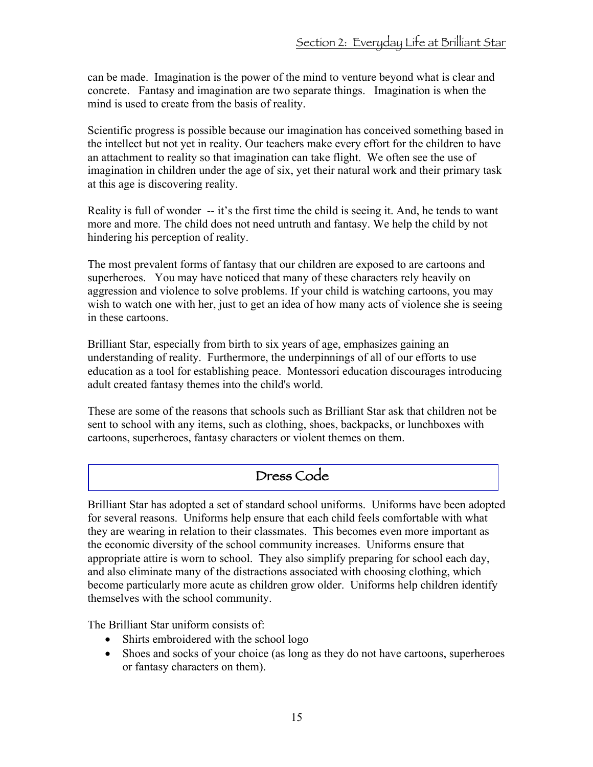can be made. Imagination is the power of the mind to venture beyond what is clear and concrete. Fantasy and imagination are two separate things. Imagination is when the mind is used to create from the basis of reality.

Scientific progress is possible because our imagination has conceived something based in the intellect but not yet in reality. Our teachers make every effort for the children to have an attachment to reality so that imagination can take flight. We often see the use of imagination in children under the age of six, yet their natural work and their primary task at this age is discovering reality.

Reality is full of wonder -- it's the first time the child is seeing it. And, he tends to want more and more. The child does not need untruth and fantasy. We help the child by not hindering his perception of reality.

The most prevalent forms of fantasy that our children are exposed to are cartoons and superheroes. You may have noticed that many of these characters rely heavily on aggression and violence to solve problems. If your child is watching cartoons, you may wish to watch one with her, just to get an idea of how many acts of violence she is seeing in these cartoons.

Brilliant Star, especially from birth to six years of age, emphasizes gaining an understanding of reality. Furthermore, the underpinnings of all of our efforts to use education as a tool for establishing peace. Montessori education discourages introducing adult created fantasy themes into the child's world.

These are some of the reasons that schools such as Brilliant Star ask that children not be sent to school with any items, such as clothing, shoes, backpacks, or lunchboxes with cartoons, superheroes, fantasy characters or violent themes on them.

## Dress Code

Brilliant Star has adopted a set of standard school uniforms. Uniforms have been adopted for several reasons. Uniforms help ensure that each child feels comfortable with what they are wearing in relation to their classmates. This becomes even more important as the economic diversity of the school community increases. Uniforms ensure that appropriate attire is worn to school. They also simplify preparing for school each day, and also eliminate many of the distractions associated with choosing clothing, which become particularly more acute as children grow older. Uniforms help children identify themselves with the school community.

The Brilliant Star uniform consists of:

- Shirts embroidered with the school logo
- Shoes and socks of your choice (as long as they do not have cartoons, superheroes or fantasy characters on them).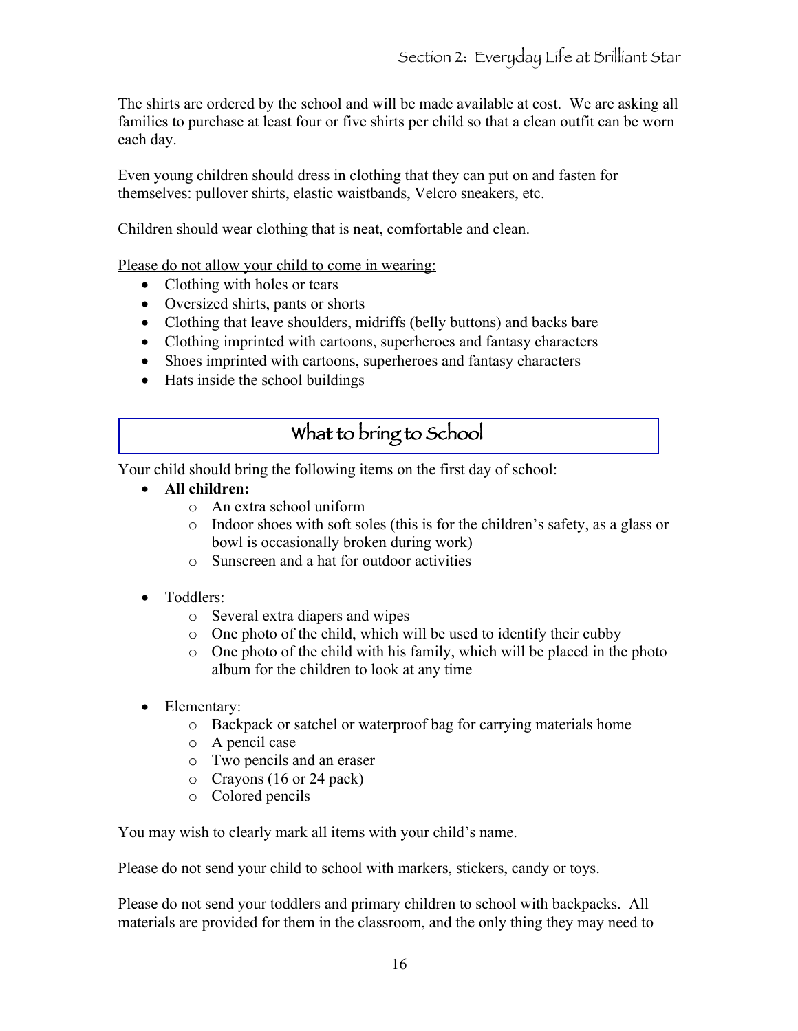The shirts are ordered by the school and will be made available at cost. We are asking all families to purchase at least four or five shirts per child so that a clean outfit can be worn each day.

Even young children should dress in clothing that they can put on and fasten for themselves: pullover shirts, elastic waistbands, Velcro sneakers, etc.

Children should wear clothing that is neat, comfortable and clean.

Please do not allow your child to come in wearing:

- Clothing with holes or tears
- Oversized shirts, pants or shorts
- Clothing that leave shoulders, midriffs (belly buttons) and backs bare
- Clothing imprinted with cartoons, superheroes and fantasy characters
- Shoes imprinted with cartoons, superheroes and fantasy characters
- Hats inside the school buildings

## What to bring to School

Your child should bring the following items on the first day of school:

- **All children:**
  - An extra school uniform
  - Indoor shoes with soft soles (this is for the children's safety, as a glass or bowl is occasionally broken during work)
  - Sunscreen and a hat for outdoor activities

- Toddlers:
  - Several extra diapers and wipes
  - One photo of the child, which will be used to identify their cubby
  - One photo of the child with his family, which will be placed in the photo album for the children to look at any time

- Elementary:
  - Backpack or satchel or waterproof bag for carrying materials home
  - A pencil case
  - Two pencils and an eraser
  - Crayons (16 or 24 pack)
  - Colored pencils

You may wish to clearly mark all items with your child's name.

Please do not send your child to school with markers, stickers, candy or toys.

Please do not send your toddlers and primary children to school with backpacks. All materials are provided for them in the classroom, and the only thing they may need to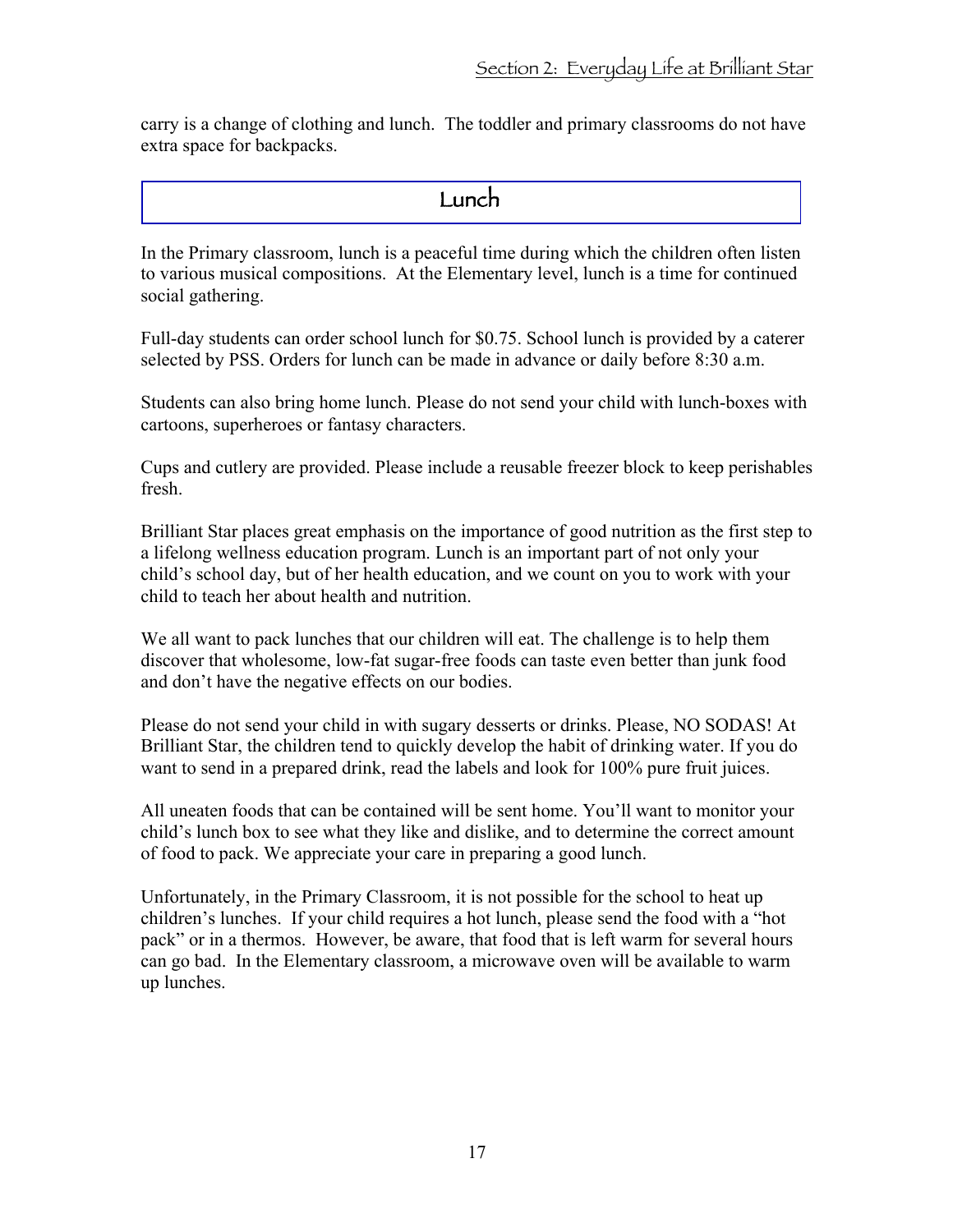carry is a change of clothing and lunch. The toddler and primary classrooms do not have extra space for backpacks.

## Lunch

In the Primary classroom, lunch is a peaceful time during which the children often listen to various musical compositions. At the Elementary level, lunch is a time for continued social gathering.

Full-day students can order school lunch for $0.75. School lunch is provided by a caterer selected by PSS. Orders for lunch can be made in advance or daily before 8:30 a.m.

Students can also bring home lunch. Please do not send your child with lunch-boxes with cartoons, superheroes or fantasy characters.

Cups and cutlery are provided. Please include a reusable freezer block to keep perishables fresh.

Brilliant Star places great emphasis on the importance of good nutrition as the first step to a lifelong wellness education program. Lunch is an important part of not only your child's school day, but of her health education, and we count on you to work with your child to teach her about health and nutrition.

We all want to pack lunches that our children will eat. The challenge is to help them discover that wholesome, low-fat sugar-free foods can taste even better than junk food and don't have the negative effects on our bodies.

Please do not send your child in with sugary desserts or drinks. Please, NO SODAS! At Brilliant Star, the children tend to quickly develop the habit of drinking water. If you do want to send in a prepared drink, read the labels and look for 100% pure fruit juices.

All uneaten foods that can be contained will be sent home. You'll want to monitor your child's lunch box to see what they like and dislike, and to determine the correct amount of food to pack. We appreciate your care in preparing a good lunch.

Unfortunately, in the Primary Classroom, it is not possible for the school to heat up children's lunches. If your child requires a hot lunch, please send the food with a "hot pack" or in a thermos. However, be aware, that food that is left warm for several hours can go bad. In the Elementary classroom, a microwave oven will be available to warm up lunches.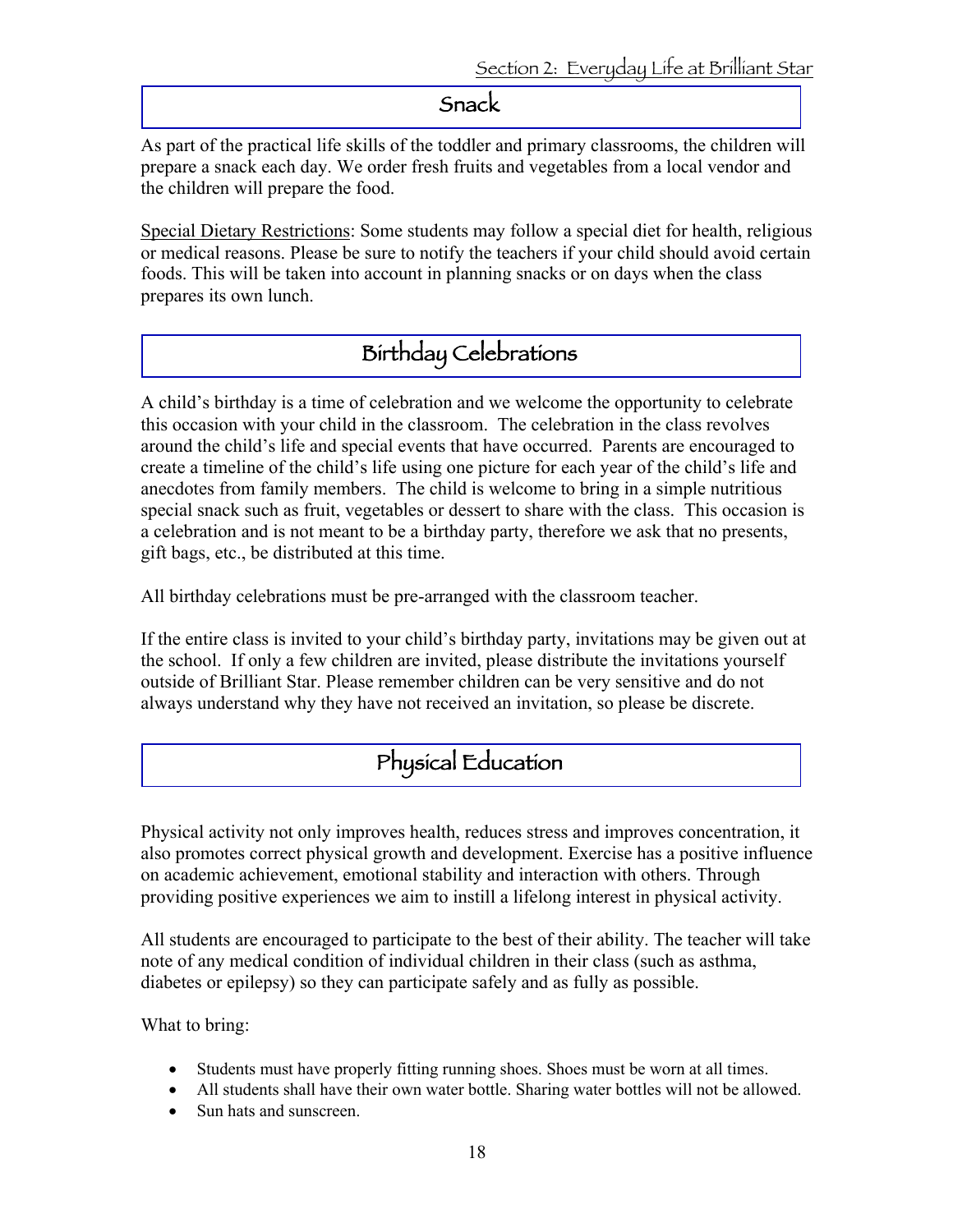## Snack

As part of the practical life skills of the toddler and primary classrooms, the children will prepare a snack each day. We order fresh fruits and vegetables from a local vendor and the children will prepare the food.

Special Dietary Restrictions: Some students may follow a special diet for health, religious or medical reasons. Please be sure to notify the teachers if your child should avoid certain foods. This will be taken into account in planning snacks or on days when the class prepares its own lunch.

## Birthday Celebrations

A child's birthday is a time of celebration and we welcome the opportunity to celebrate this occasion with your child in the classroom. The celebration in the class revolves around the child's life and special events that have occurred. Parents are encouraged to create a timeline of the child's life using one picture for each year of the child's life and anecdotes from family members. The child is welcome to bring in a simple nutritious special snack such as fruit, vegetables or dessert to share with the class. This occasion is a celebration and is not meant to be a birthday party, therefore we ask that no presents, gift bags, etc., be distributed at this time.

All birthday celebrations must be pre-arranged with the classroom teacher.

If the entire class is invited to your child's birthday party, invitations may be given out at the school. If only a few children are invited, please distribute the invitations yourself outside of Brilliant Star. Please remember children can be very sensitive and do not always understand why they have not received an invitation, so please be discrete.

## Physical Education

Physical activity not only improves health, reduces stress and improves concentration, it also promotes correct physical growth and development. Exercise has a positive influence on academic achievement, emotional stability and interaction with others. Through providing positive experiences we aim to instill a lifelong interest in physical activity.

All students are encouraged to participate to the best of their ability. The teacher will take note of any medical condition of individual children in their class (such as asthma, diabetes or epilepsy) so they can participate safely and as fully as possible.

What to bring:

- Students must have properly fitting running shoes. Shoes must be worn at all times.
- All students shall have their own water bottle. Sharing water bottles will not be allowed.
- Sun hats and sunscreen.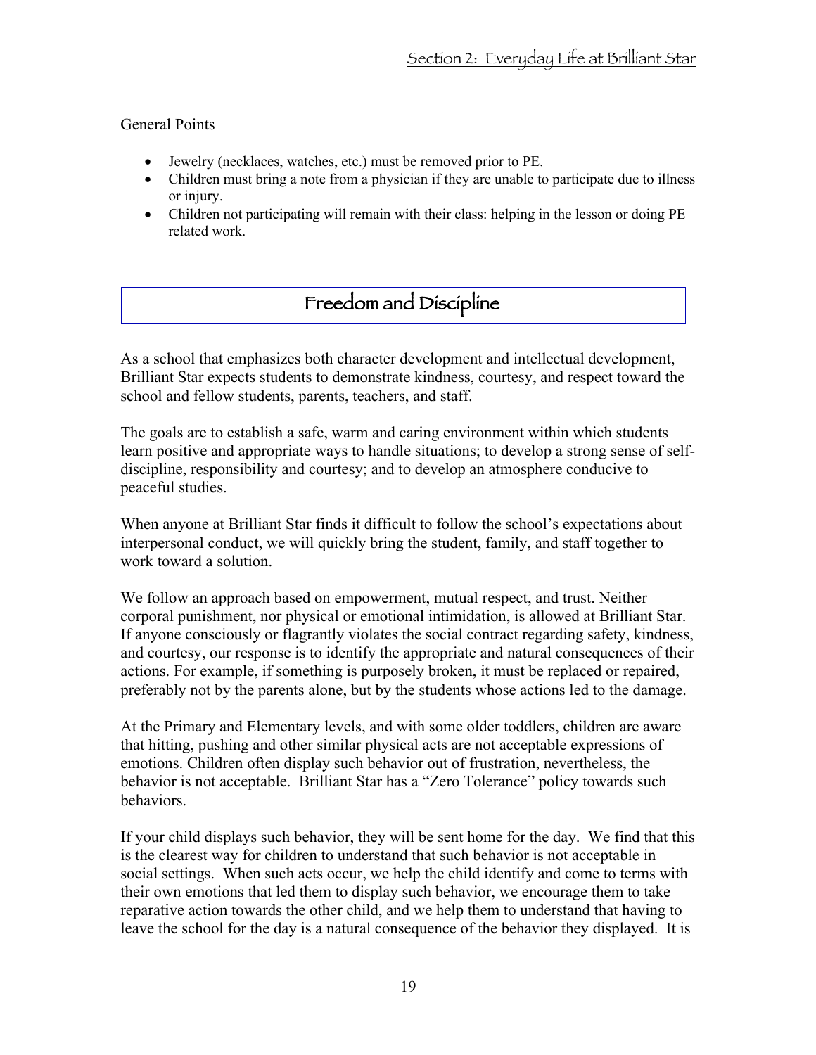General Points

- Jewelry (necklaces, watches, etc.) must be removed prior to PE.
- Children must bring a note from a physician if they are unable to participate due to illness or injury.
- Children not participating will remain with their class: helping in the lesson or doing PE related work.

## Freedom and Discipline

As a school that emphasizes both character development and intellectual development, Brilliant Star expects students to demonstrate kindness, courtesy, and respect toward the school and fellow students, parents, teachers, and staff.

The goals are to establish a safe, warm and caring environment within which students learn positive and appropriate ways to handle situations; to develop a strong sense of self-discipline, responsibility and courtesy; and to develop an atmosphere conducive to peaceful studies.

When anyone at Brilliant Star finds it difficult to follow the school's expectations about interpersonal conduct, we will quickly bring the student, family, and staff together to work toward a solution.

We follow an approach based on empowerment, mutual respect, and trust. Neither corporal punishment, nor physical or emotional intimidation, is allowed at Brilliant Star. If anyone consciously or flagrantly violates the social contract regarding safety, kindness, and courtesy, our response is to identify the appropriate and natural consequences of their actions. For example, if something is purposely broken, it must be replaced or repaired, preferably not by the parents alone, but by the students whose actions led to the damage.

At the Primary and Elementary levels, and with some older toddlers, children are aware that hitting, pushing and other similar physical acts are not acceptable expressions of emotions. Children often display such behavior out of frustration, nevertheless, the behavior is not acceptable. Brilliant Star has a "Zero Tolerance" policy towards such behaviors.

If your child displays such behavior, they will be sent home for the day. We find that this is the clearest way for children to understand that such behavior is not acceptable in social settings. When such acts occur, we help the child identify and come to terms with their own emotions that led them to display such behavior, we encourage them to take reparative action towards the other child, and we help them to understand that having to leave the school for the day is a natural consequence of the behavior they displayed. It is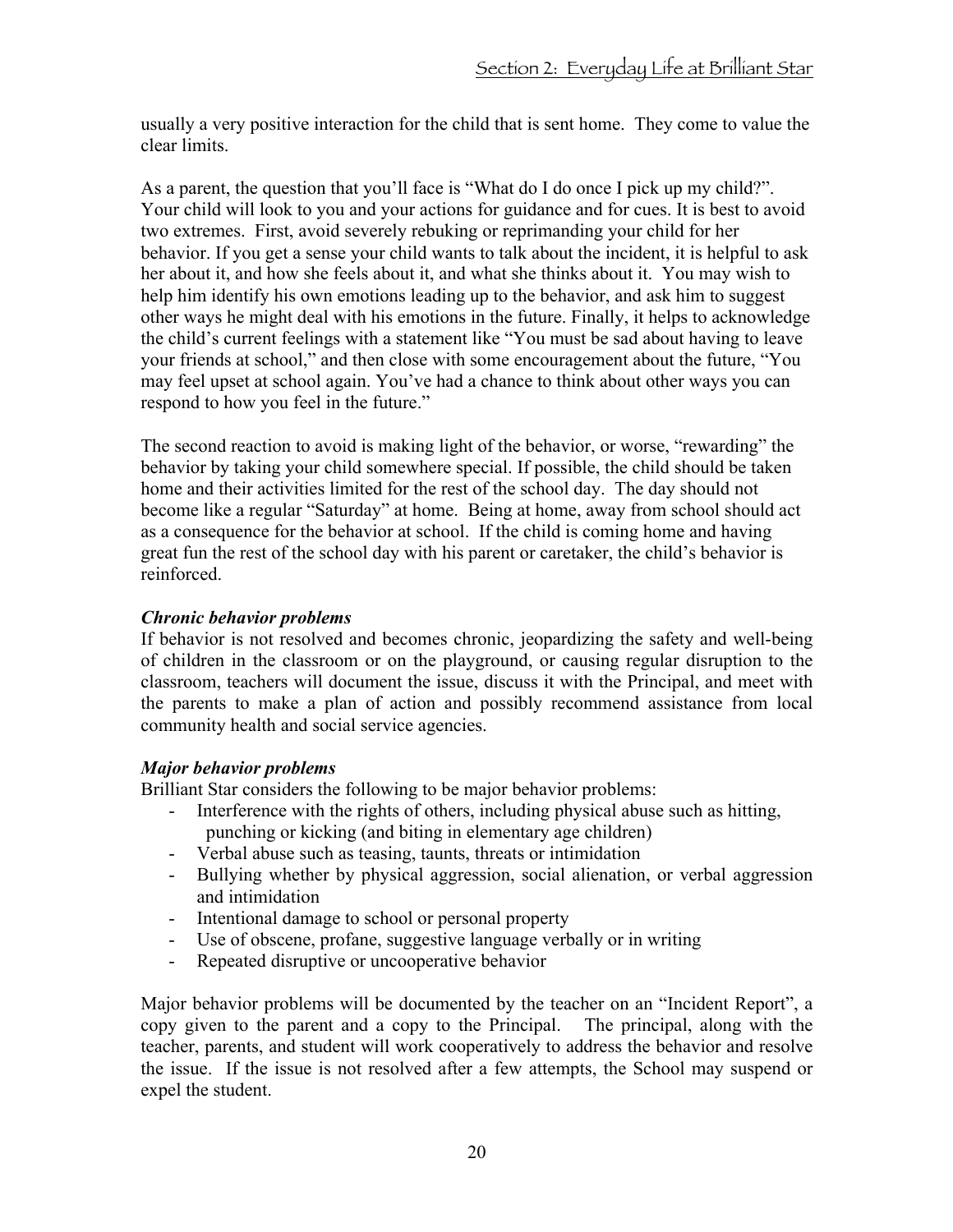usually a very positive interaction for the child that is sent home. They come to value the clear limits.

As a parent, the question that you'll face is "What do I do once I pick up my child?". Your child will look to you and your actions for guidance and for cues. It is best to avoid two extremes. First, avoid severely rebuking or reprimanding your child for her behavior. If you get a sense your child wants to talk about the incident, it is helpful to ask her about it, and how she feels about it, and what she thinks about it. You may wish to help him identify his own emotions leading up to the behavior, and ask him to suggest other ways he might deal with his emotions in the future. Finally, it helps to acknowledge the child's current feelings with a statement like "You must be sad about having to leave your friends at school," and then close with some encouragement about the future, "You may feel upset at school again. You've had a chance to think about other ways you can respond to how you feel in the future."

The second reaction to avoid is making light of the behavior, or worse, "rewarding" the behavior by taking your child somewhere special. If possible, the child should be taken home and their activities limited for the rest of the school day. The day should not become like a regular "Saturday" at home. Being at home, away from school should act as a consequence for the behavior at school. If the child is coming home and having great fun the rest of the school day with his parent or caretaker, the child's behavior is reinforced.

***Chronic behavior problems***

If behavior is not resolved and becomes chronic, jeopardizing the safety and well-being of children in the classroom or on the playground, or causing regular disruption to the classroom, teachers will document the issue, discuss it with the Principal, and meet with the parents to make a plan of action and possibly recommend assistance from local community health and social service agencies.

***Major behavior problems***

Brilliant Star considers the following to be major behavior problems:

- Interference with the rights of others, including physical abuse such as hitting, punching or kicking (and biting in elementary age children)
- Verbal abuse such as teasing, taunts, threats or intimidation
- Bullying whether by physical aggression, social alienation, or verbal aggression and intimidation
- Intentional damage to school or personal property
- Use of obscene, profane, suggestive language verbally or in writing
- Repeated disruptive or uncooperative behavior

Major behavior problems will be documented by the teacher on an "Incident Report", a copy given to the parent and a copy to the Principal. The principal, along with the teacher, parents, and student will work cooperatively to address the behavior and resolve the issue. If the issue is not resolved after a few attempts, the School may suspend or expel the student.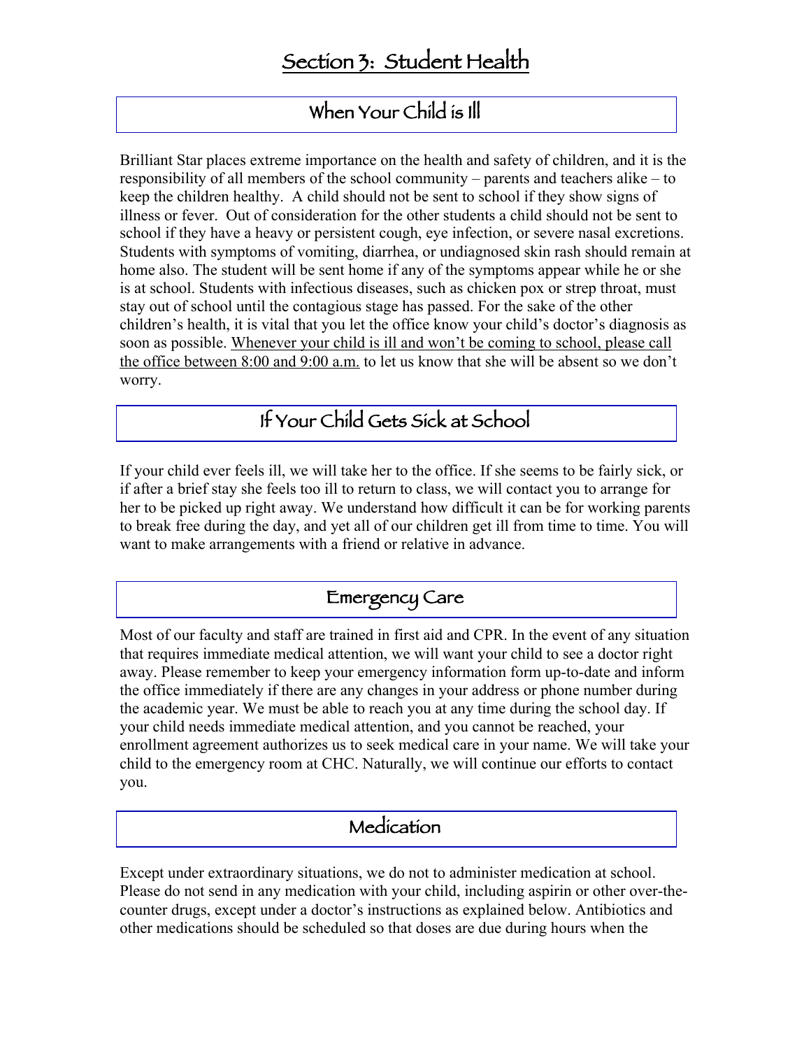# Section 3: Student Health

## When Your Child is Ill

Brilliant Star places extreme importance on the health and safety of children, and it is the responsibility of all members of the school community – parents and teachers alike – to keep the children healthy. A child should not be sent to school if they show signs of illness or fever. Out of consideration for the other students a child should not be sent to school if they have a heavy or persistent cough, eye infection, or severe nasal excretions. Students with symptoms of vomiting, diarrhea, or undiagnosed skin rash should remain at home also. The student will be sent home if any of the symptoms appear while he or she is at school. Students with infectious diseases, such as chicken pox or strep throat, must stay out of school until the contagious stage has passed. For the sake of the other children's health, it is vital that you let the office know your child's doctor's diagnosis as soon as possible. <u>Whenever your child is ill and won't be coming to school, please call the office between 8:00 and 9:00 a.m.</u> to let us know that she will be absent so we don't worry.

## If Your Child Gets Sick at School

If your child ever feels ill, we will take her to the office. If she seems to be fairly sick, or if after a brief stay she feels too ill to return to class, we will contact you to arrange for her to be picked up right away. We understand how difficult it can be for working parents to break free during the day, and yet all of our children get ill from time to time. You will want to make arrangements with a friend or relative in advance.

## Emergency Care

Most of our faculty and staff are trained in first aid and CPR. In the event of any situation that requires immediate medical attention, we will want your child to see a doctor right away. Please remember to keep your emergency information form up-to-date and inform the office immediately if there are any changes in your address or phone number during the academic year. We must be able to reach you at any time during the school day. If your child needs immediate medical attention, and you cannot be reached, your enrollment agreement authorizes us to seek medical care in your name. We will take your child to the emergency room at CHC. Naturally, we will continue our efforts to contact you.

## Medication

Except under extraordinary situations, we do not to administer medication at school. Please do not send in any medication with your child, including aspirin or other over-the-counter drugs, except under a doctor's instructions as explained below. Antibiotics and other medications should be scheduled so that doses are due during hours when the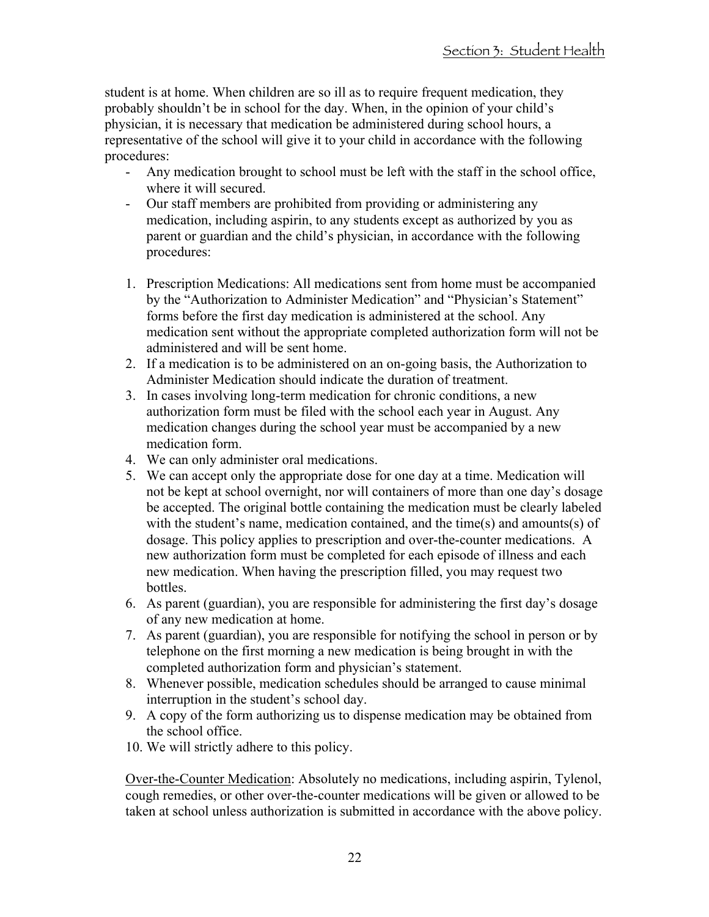student is at home. When children are so ill as to require frequent medication, they probably shouldn't be in school for the day. When, in the opinion of your child's physician, it is necessary that medication be administered during school hours, a representative of the school will give it to your child in accordance with the following procedures:

- Any medication brought to school must be left with the staff in the school office, where it will secured.
- Our staff members are prohibited from providing or administering any medication, including aspirin, to any students except as authorized by you as parent or guardian and the child's physician, in accordance with the following procedures:

1. Prescription Medications: All medications sent from home must be accompanied by the "Authorization to Administer Medication" and "Physician's Statement" forms before the first day medication is administered at the school. Any medication sent without the appropriate completed authorization form will not be administered and will be sent home.
2. If a medication is to be administered on an on-going basis, the Authorization to Administer Medication should indicate the duration of treatment.
3. In cases involving long-term medication for chronic conditions, a new authorization form must be filed with the school each year in August. Any medication changes during the school year must be accompanied by a new medication form.
4. We can only administer oral medications.
5. We can accept only the appropriate dose for one day at a time. Medication will not be kept at school overnight, nor will containers of more than one day's dosage be accepted. The original bottle containing the medication must be clearly labeled with the student's name, medication contained, and the time(s) and amounts(s) of dosage. This policy applies to prescription and over-the-counter medications. A new authorization form must be completed for each episode of illness and each new medication. When having the prescription filled, you may request two bottles.
6. As parent (guardian), you are responsible for administering the first day's dosage of any new medication at home.
7. As parent (guardian), you are responsible for notifying the school in person or by telephone on the first morning a new medication is being brought in with the completed authorization form and physician's statement.
8. Whenever possible, medication schedules should be arranged to cause minimal interruption in the student's school day.
9. A copy of the form authorizing us to dispense medication may be obtained from the school office.
10. We will strictly adhere to this policy.

<u>Over-the-Counter Medication</u>: Absolutely no medications, including aspirin, Tylenol, cough remedies, or other over-the-counter medications will be given or allowed to be taken at school unless authorization is submitted in accordance with the above policy.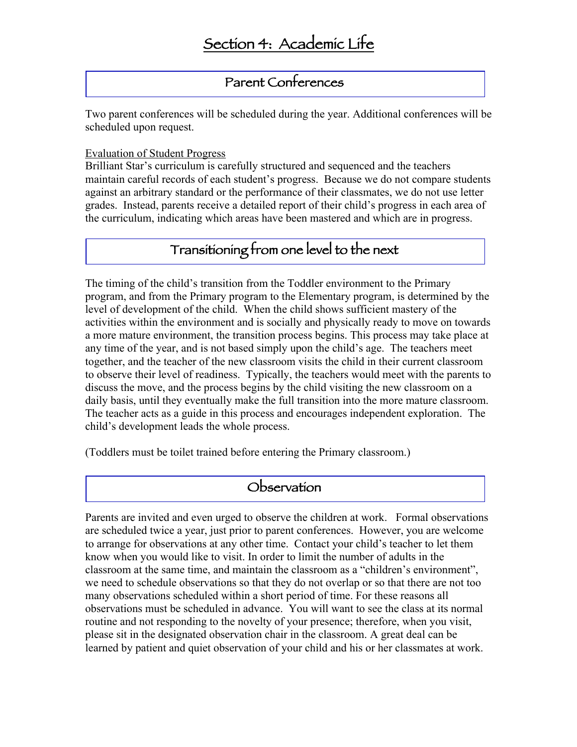# Section 4: Academic Life

## Parent Conferences

Two parent conferences will be scheduled during the year. Additional conferences will be scheduled upon request.

Evaluation of Student Progress

Brilliant Star's curriculum is carefully structured and sequenced and the teachers maintain careful records of each student's progress. Because we do not compare students against an arbitrary standard or the performance of their classmates, we do not use letter grades. Instead, parents receive a detailed report of their child's progress in each area of the curriculum, indicating which areas have been mastered and which are in progress.

## Transitioning from one level to the next

The timing of the child's transition from the Toddler environment to the Primary program, and from the Primary program to the Elementary program, is determined by the level of development of the child. When the child shows sufficient mastery of the activities within the environment and is socially and physically ready to move on towards a more mature environment, the transition process begins. This process may take place at any time of the year, and is not based simply upon the child's age. The teachers meet together, and the teacher of the new classroom visits the child in their current classroom to observe their level of readiness. Typically, the teachers would meet with the parents to discuss the move, and the process begins by the child visiting the new classroom on a daily basis, until they eventually make the full transition into the more mature classroom. The teacher acts as a guide in this process and encourages independent exploration. The child's development leads the whole process.

(Toddlers must be toilet trained before entering the Primary classroom.)

## Observation

Parents are invited and even urged to observe the children at work. Formal observations are scheduled twice a year, just prior to parent conferences. However, you are welcome to arrange for observations at any other time. Contact your child's teacher to let them know when you would like to visit. In order to limit the number of adults in the classroom at the same time, and maintain the classroom as a "children's environment", we need to schedule observations so that they do not overlap or so that there are not too many observations scheduled within a short period of time. For these reasons all observations must be scheduled in advance. You will want to see the class at its normal routine and not responding to the novelty of your presence; therefore, when you visit, please sit in the designated observation chair in the classroom. A great deal can be learned by patient and quiet observation of your child and his or her classmates at work.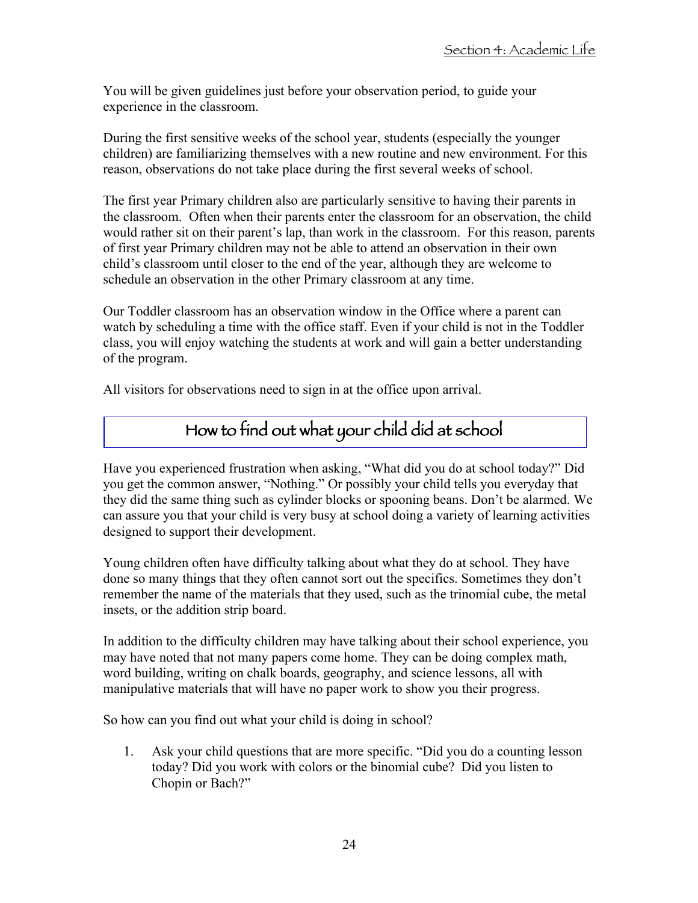You will be given guidelines just before your observation period, to guide your experience in the classroom.

During the first sensitive weeks of the school year, students (especially the younger children) are familiarizing themselves with a new routine and new environment. For this reason, observations do not take place during the first several weeks of school.

The first year Primary children also are particularly sensitive to having their parents in the classroom. Often when their parents enter the classroom for an observation, the child would rather sit on their parent's lap, than work in the classroom. For this reason, parents of first year Primary children may not be able to attend an observation in their own child's classroom until closer to the end of the year, although they are welcome to schedule an observation in the other Primary classroom at any time.

Our Toddler classroom has an observation window in the Office where a parent can watch by scheduling a time with the office staff. Even if your child is not in the Toddler class, you will enjoy watching the students at work and will gain a better understanding of the program.

All visitors for observations need to sign in at the office upon arrival.

## How to find out what your child did at school

Have you experienced frustration when asking, "What did you do at school today?" Did you get the common answer, "Nothing." Or possibly your child tells you everyday that they did the same thing such as cylinder blocks or spooning beans. Don't be alarmed. We can assure you that your child is very busy at school doing a variety of learning activities designed to support their development.

Young children often have difficulty talking about what they do at school. They have done so many things that they often cannot sort out the specifics. Sometimes they don't remember the name of the materials that they used, such as the trinomial cube, the metal insets, or the addition strip board.

In addition to the difficulty children may have talking about their school experience, you may have noted that not many papers come home. They can be doing complex math, word building, writing on chalk boards, geography, and science lessons, all with manipulative materials that will have no paper work to show you their progress.

So how can you find out what your child is doing in school?

1. Ask your child questions that are more specific. "Did you do a counting lesson today? Did you work with colors or the binomial cube? Did you listen to Chopin or Bach?"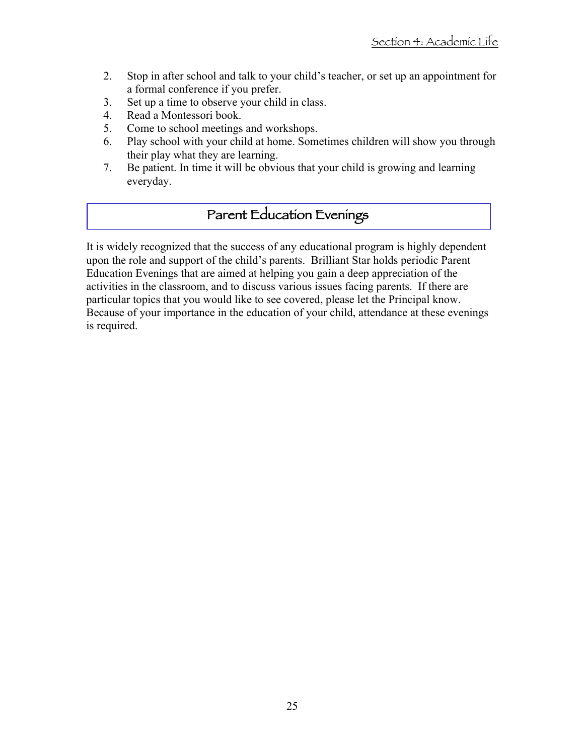2. Stop in after school and talk to your child's teacher, or set up an appointment for a formal conference if you prefer.
3. Set up a time to observe your child in class.
4. Read a Montessori book.
5. Come to school meetings and workshops.
6. Play school with your child at home. Sometimes children will show you through their play what they are learning.
7. Be patient. In time it will be obvious that your child is growing and learning everyday.

## Parent Education Evenings

It is widely recognized that the success of any educational program is highly dependent upon the role and support of the child's parents. Brilliant Star holds periodic Parent Education Evenings that are aimed at helping you gain a deep appreciation of the activities in the classroom, and to discuss various issues facing parents. If there are particular topics that you would like to see covered, please let the Principal know. Because of your importance in the education of your child, attendance at these evenings is required.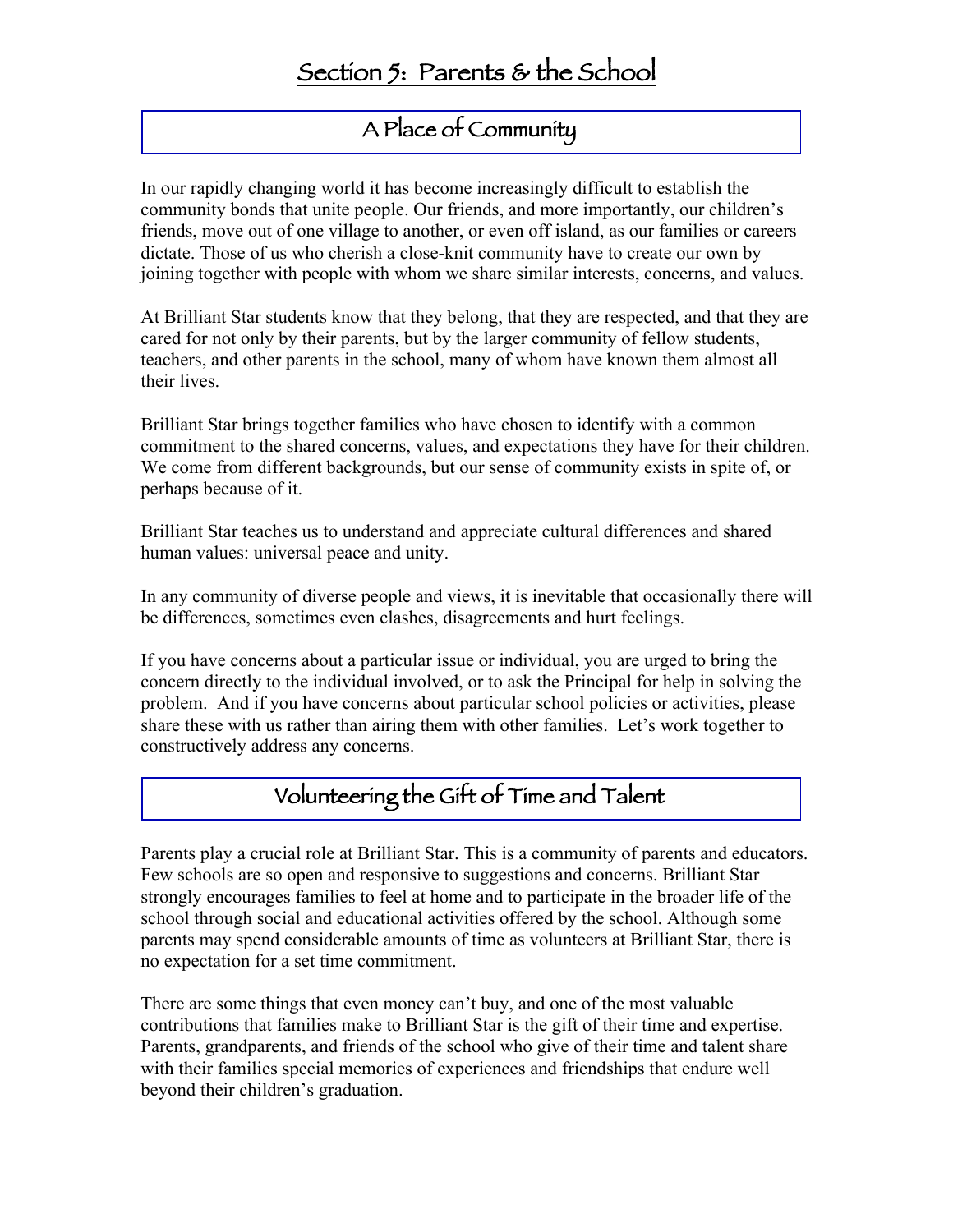# Section 5: Parents & the School

## A Place of Community

In our rapidly changing world it has become increasingly difficult to establish the community bonds that unite people. Our friends, and more importantly, our children's friends, move out of one village to another, or even off island, as our families or careers dictate. Those of us who cherish a close-knit community have to create our own by joining together with people with whom we share similar interests, concerns, and values.

At Brilliant Star students know that they belong, that they are respected, and that they are cared for not only by their parents, but by the larger community of fellow students, teachers, and other parents in the school, many of whom have known them almost all their lives.

Brilliant Star brings together families who have chosen to identify with a common commitment to the shared concerns, values, and expectations they have for their children. We come from different backgrounds, but our sense of community exists in spite of, or perhaps because of it.

Brilliant Star teaches us to understand and appreciate cultural differences and shared human values: universal peace and unity.

In any community of diverse people and views, it is inevitable that occasionally there will be differences, sometimes even clashes, disagreements and hurt feelings.

If you have concerns about a particular issue or individual, you are urged to bring the concern directly to the individual involved, or to ask the Principal for help in solving the problem. And if you have concerns about particular school policies or activities, please share these with us rather than airing them with other families. Let's work together to constructively address any concerns.

## Volunteering the Gift of Time and Talent

Parents play a crucial role at Brilliant Star. This is a community of parents and educators. Few schools are so open and responsive to suggestions and concerns. Brilliant Star strongly encourages families to feel at home and to participate in the broader life of the school through social and educational activities offered by the school. Although some parents may spend considerable amounts of time as volunteers at Brilliant Star, there is no expectation for a set time commitment.

There are some things that even money can't buy, and one of the most valuable contributions that families make to Brilliant Star is the gift of their time and expertise. Parents, grandparents, and friends of the school who give of their time and talent share with their families special memories of experiences and friendships that endure well beyond their children's graduation.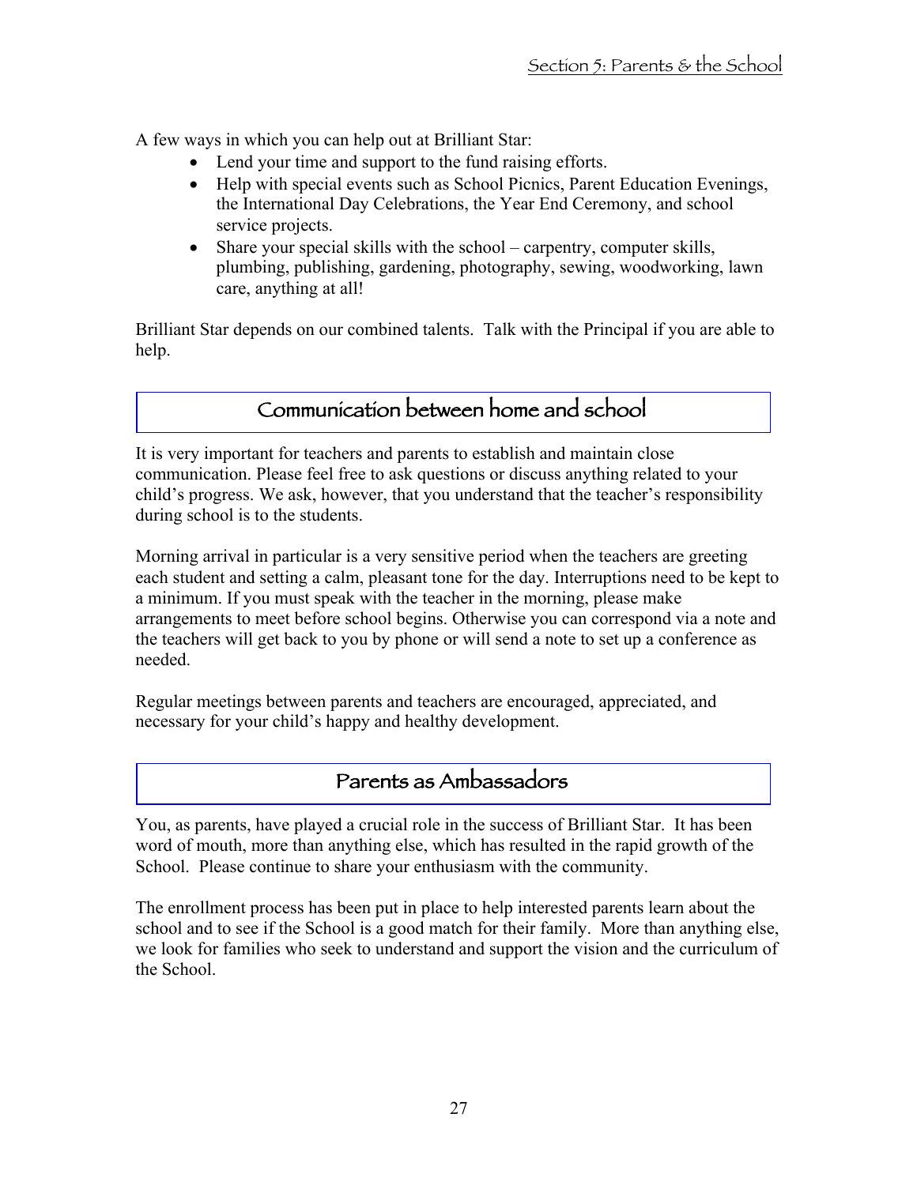A few ways in which you can help out at Brilliant Star:

- Lend your time and support to the fund raising efforts.
- Help with special events such as School Picnics, Parent Education Evenings, the International Day Celebrations, the Year End Ceremony, and school service projects.
- Share your special skills with the school – carpentry, computer skills, plumbing, publishing, gardening, photography, sewing, woodworking, lawn care, anything at all!

Brilliant Star depends on our combined talents. Talk with the Principal if you are able to help.

## Communication between home and school

It is very important for teachers and parents to establish and maintain close communication. Please feel free to ask questions or discuss anything related to your child's progress. We ask, however, that you understand that the teacher's responsibility during school is to the students.

Morning arrival in particular is a very sensitive period when the teachers are greeting each student and setting a calm, pleasant tone for the day. Interruptions need to be kept to a minimum. If you must speak with the teacher in the morning, please make arrangements to meet before school begins. Otherwise you can correspond via a note and the teachers will get back to you by phone or will send a note to set up a conference as needed.

Regular meetings between parents and teachers are encouraged, appreciated, and necessary for your child's happy and healthy development.

## Parents as Ambassadors

You, as parents, have played a crucial role in the success of Brilliant Star. It has been word of mouth, more than anything else, which has resulted in the rapid growth of the School. Please continue to share your enthusiasm with the community.

The enrollment process has been put in place to help interested parents learn about the school and to see if the School is a good match for their family. More than anything else, we look for families who seek to understand and support the vision and the curriculum of the School.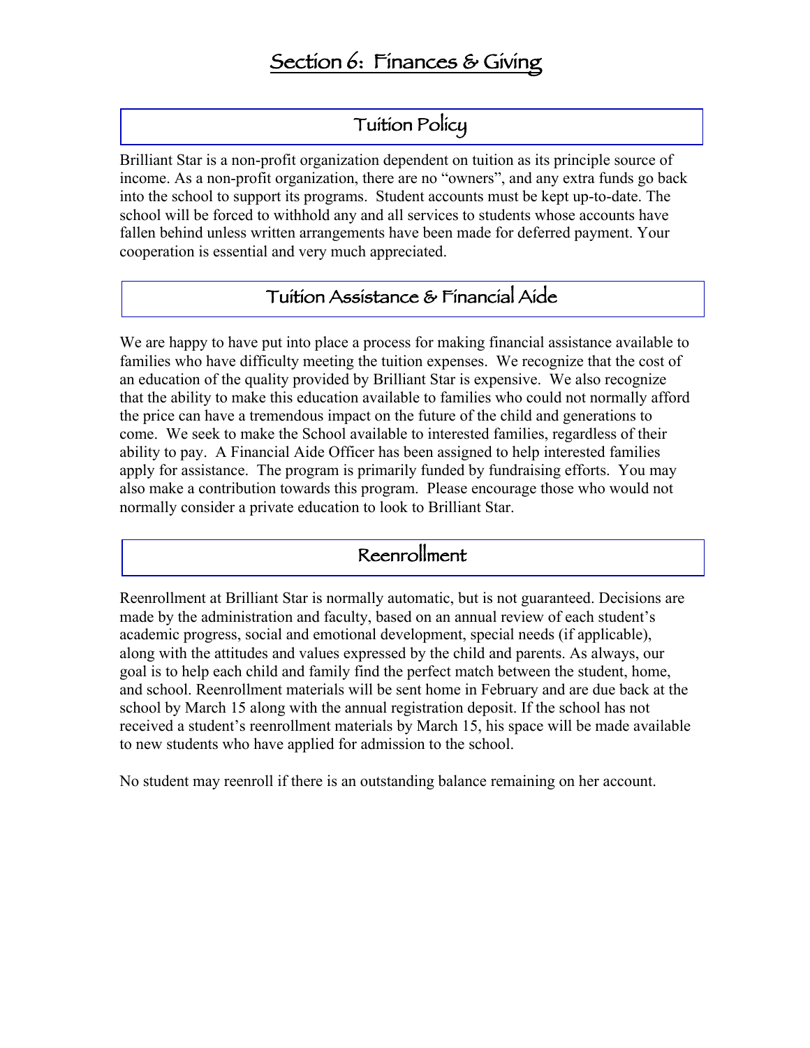# Section 6: Finances & Giving

## Tuition Policy

Brilliant Star is a non-profit organization dependent on tuition as its principle source of income. As a non-profit organization, there are no "owners", and any extra funds go back into the school to support its programs. Student accounts must be kept up-to-date. The school will be forced to withhold any and all services to students whose accounts have fallen behind unless written arrangements have been made for deferred payment. Your cooperation is essential and very much appreciated.

## Tuition Assistance & Financial Aide

We are happy to have put into place a process for making financial assistance available to families who have difficulty meeting the tuition expenses. We recognize that the cost of an education of the quality provided by Brilliant Star is expensive. We also recognize that the ability to make this education available to families who could not normally afford the price can have a tremendous impact on the future of the child and generations to come. We seek to make the School available to interested families, regardless of their ability to pay. A Financial Aide Officer has been assigned to help interested families apply for assistance. The program is primarily funded by fundraising efforts. You may also make a contribution towards this program. Please encourage those who would not normally consider a private education to look to Brilliant Star.

## Reenrollment

Reenrollment at Brilliant Star is normally automatic, but is not guaranteed. Decisions are made by the administration and faculty, based on an annual review of each student's academic progress, social and emotional development, special needs (if applicable), along with the attitudes and values expressed by the child and parents. As always, our goal is to help each child and family find the perfect match between the student, home, and school. Reenrollment materials will be sent home in February and are due back at the school by March 15 along with the annual registration deposit. If the school has not received a student's reenrollment materials by March 15, his space will be made available to new students who have applied for admission to the school.

No student may reenroll if there is an outstanding balance remaining on her account.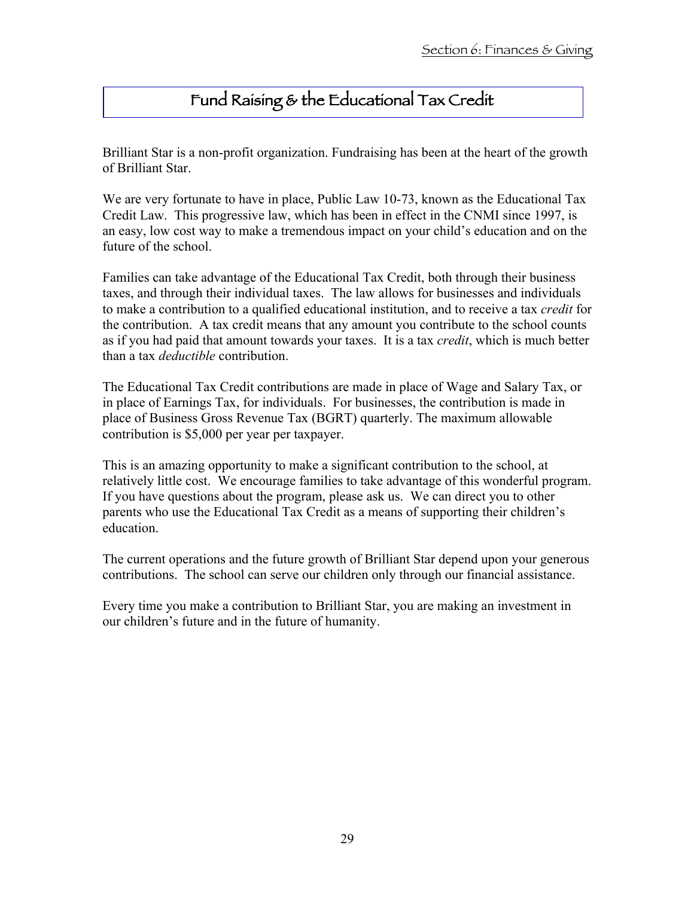# Fund Raising & the Educational Tax Credit

Brilliant Star is a non-profit organization. Fundraising has been at the heart of the growth of Brilliant Star.

We are very fortunate to have in place, Public Law 10-73, known as the Educational Tax Credit Law. This progressive law, which has been in effect in the CNMI since 1997, is an easy, low cost way to make a tremendous impact on your child's education and on the future of the school.

Families can take advantage of the Educational Tax Credit, both through their business taxes, and through their individual taxes. The law allows for businesses and individuals to make a contribution to a qualified educational institution, and to receive a tax *credit* for the contribution. A tax credit means that any amount you contribute to the school counts as if you had paid that amount towards your taxes. It is a tax *credit*, which is much better than a tax *deductible* contribution.

The Educational Tax Credit contributions are made in place of Wage and Salary Tax, or in place of Earnings Tax, for individuals. For businesses, the contribution is made in place of Business Gross Revenue Tax (BGRT) quarterly. The maximum allowable contribution is $5,000 per year per taxpayer.

This is an amazing opportunity to make a significant contribution to the school, at relatively little cost. We encourage families to take advantage of this wonderful program. If you have questions about the program, please ask us. We can direct you to other parents who use the Educational Tax Credit as a means of supporting their children's education.

The current operations and the future growth of Brilliant Star depend upon your generous contributions. The school can serve our children only through our financial assistance.

Every time you make a contribution to Brilliant Star, you are making an investment in our children's future and in the future of humanity.